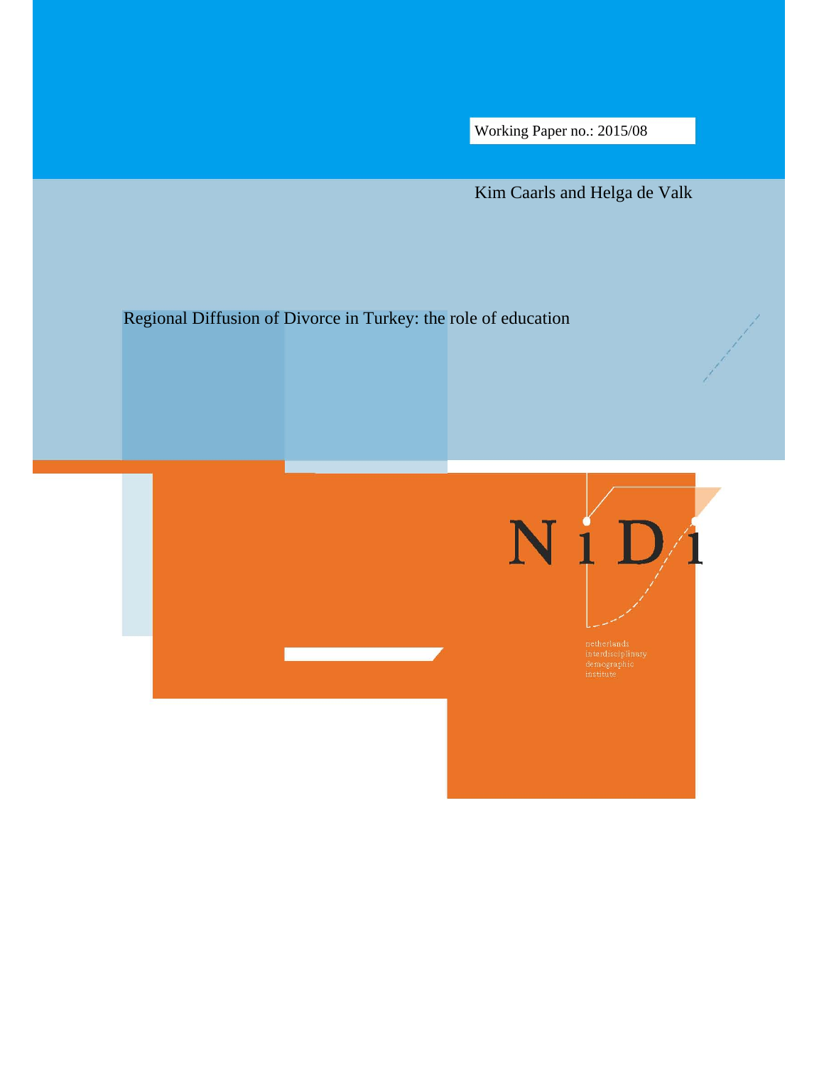Working Paper no.: 2015/08

Kim Caarls and Helga de Valk

# Regional Diffusion of Divorce in Turkey: the role of education

N i D i

netherlands interdisciplinary demographic institute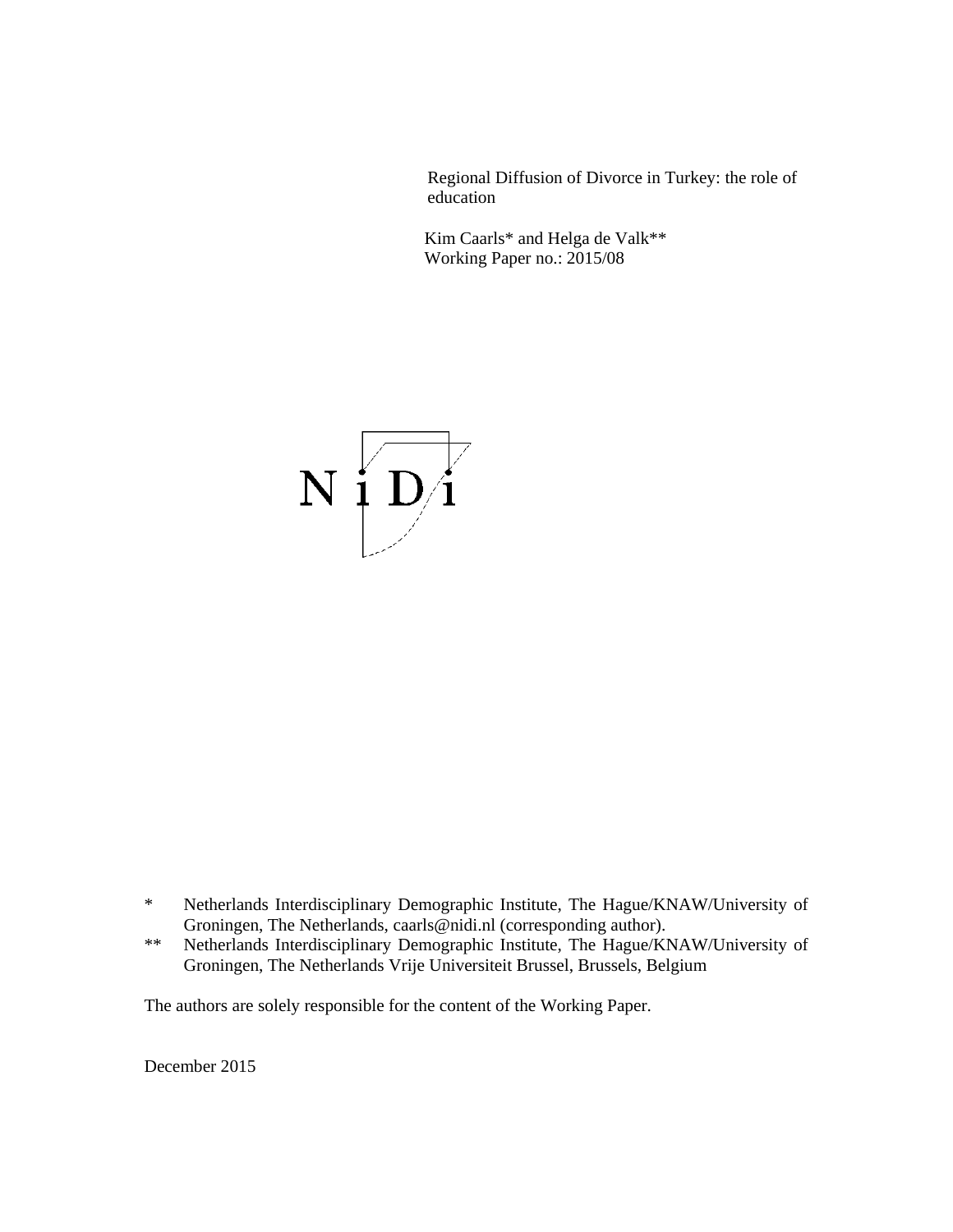Regional Diffusion of Divorce in Turkey: the role of education

Kim Caarls* and Helga de Valk**  
Working Paper no.: 2015/08

N i D i

\* Netherlands Interdisciplinary Demographic Institute, The Hague/KNAW/University of Groningen, The Netherlands, caarls@nidi.nl (corresponding author).

\*\* Netherlands Interdisciplinary Demographic Institute, The Hague/KNAW/University of Groningen, The Netherlands Vrije Universiteit Brussel, Brussels, Belgium

The authors are solely responsible for the content of the Working Paper.

December 2015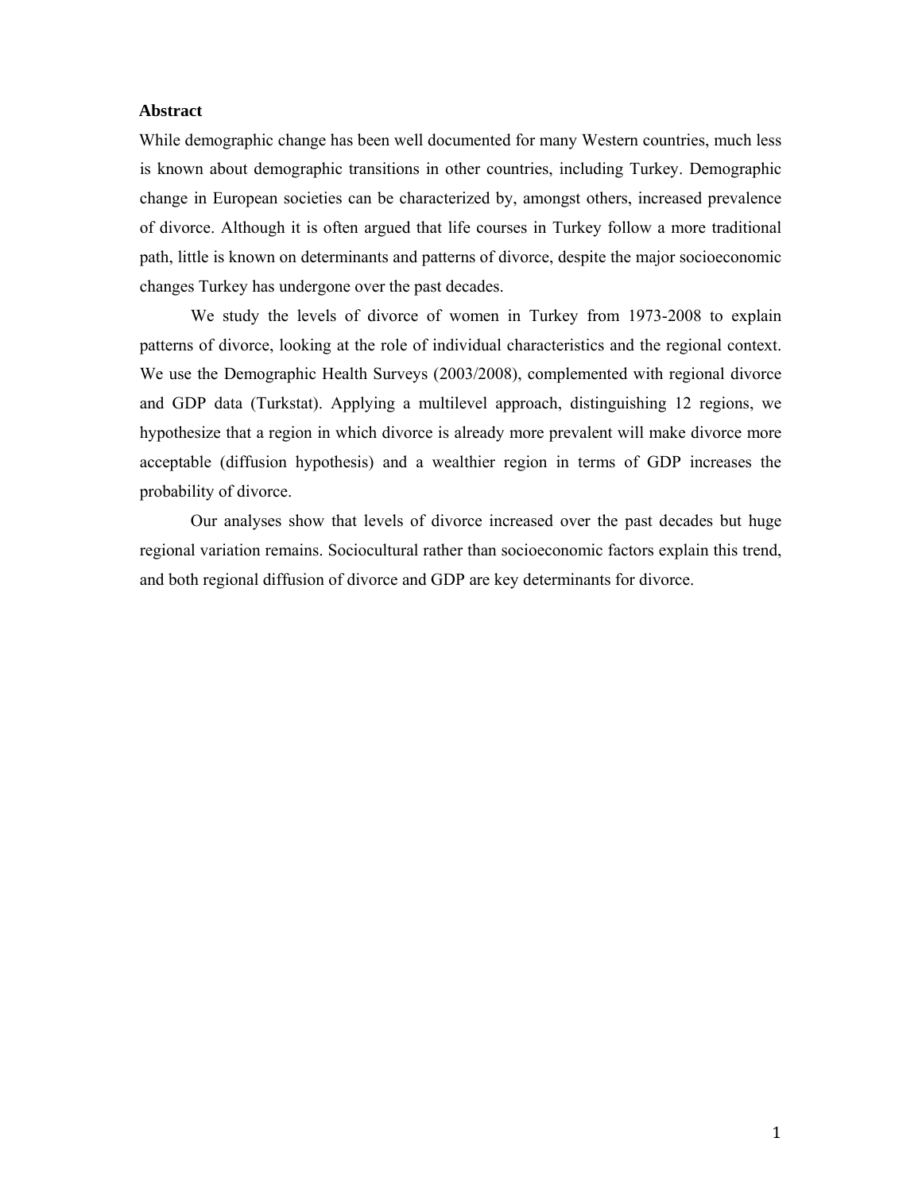## Abstract

While demographic change has been well documented for many Western countries, much less is known about demographic transitions in other countries, including Turkey. Demographic change in European societies can be characterized by, amongst others, increased prevalence of divorce. Although it is often argued that life courses in Turkey follow a more traditional path, little is known on determinants and patterns of divorce, despite the major socioeconomic changes Turkey has undergone over the past decades.

We study the levels of divorce of women in Turkey from 1973-2008 to explain patterns of divorce, looking at the role of individual characteristics and the regional context. We use the Demographic Health Surveys (2003/2008), complemented with regional divorce and GDP data (Turkstat). Applying a multilevel approach, distinguishing 12 regions, we hypothesize that a region in which divorce is already more prevalent will make divorce more acceptable (diffusion hypothesis) and a wealthier region in terms of GDP increases the probability of divorce.

Our analyses show that levels of divorce increased over the past decades but huge regional variation remains. Sociocultural rather than socioeconomic factors explain this trend, and both regional diffusion of divorce and GDP are key determinants for divorce.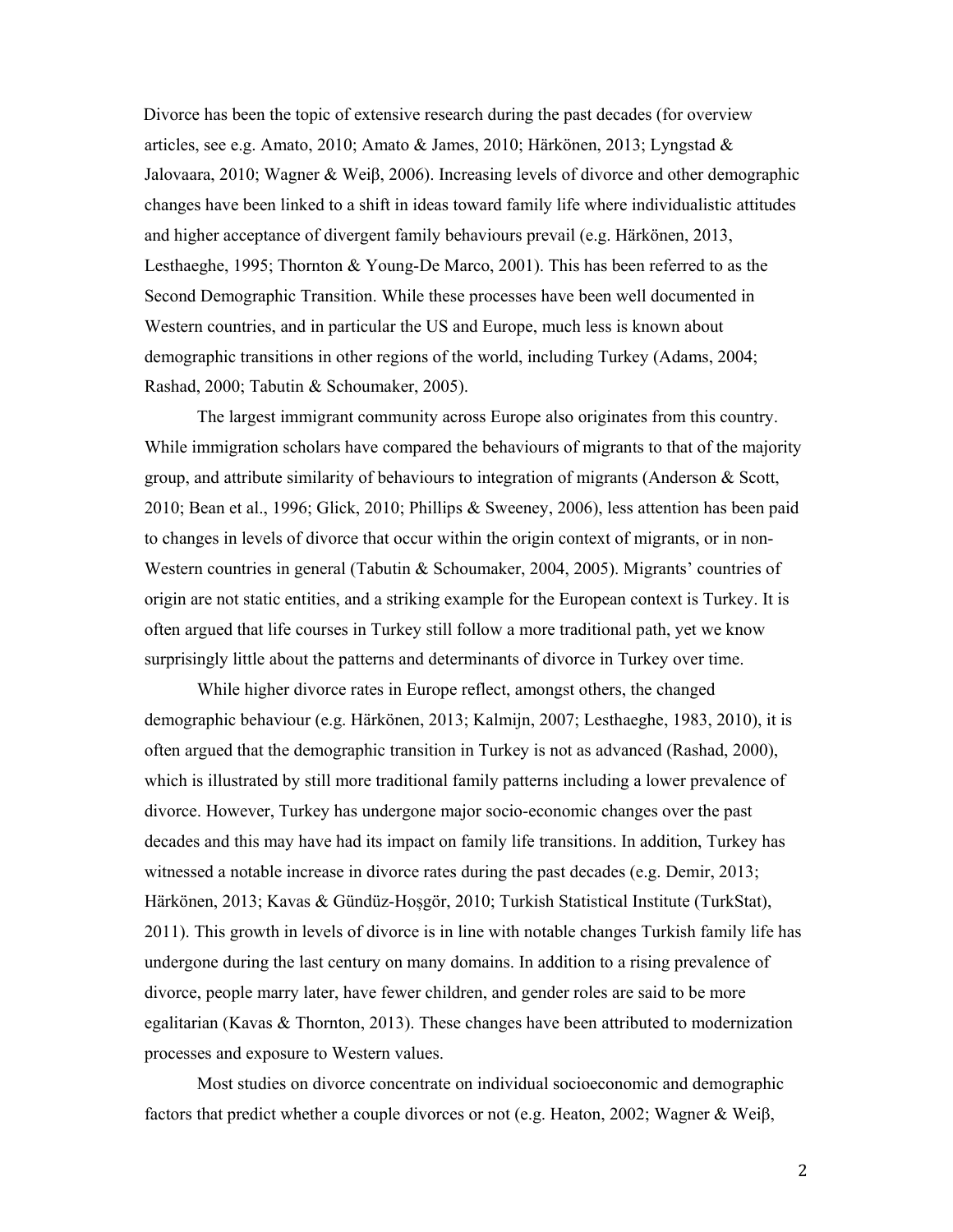Divorce has been the topic of extensive research during the past decades (for overview articles, see e.g. Amato, 2010; Amato & James, 2010; Härkönen, 2013; Lyngstad & Jalovaara, 2010; Wagner & Weiβ, 2006). Increasing levels of divorce and other demographic changes have been linked to a shift in ideas toward family life where individualistic attitudes and higher acceptance of divergent family behaviours prevail (e.g. Härkönen, 2013, Lesthaeghe, 1995; Thornton & Young-De Marco, 2001). This has been referred to as the Second Demographic Transition. While these processes have been well documented in Western countries, and in particular the US and Europe, much less is known about demographic transitions in other regions of the world, including Turkey (Adams, 2004; Rashad, 2000; Tabutin & Schoumaker, 2005).

The largest immigrant community across Europe also originates from this country. While immigration scholars have compared the behaviours of migrants to that of the majority group, and attribute similarity of behaviours to integration of migrants (Anderson & Scott, 2010; Bean et al., 1996; Glick, 2010; Phillips & Sweeney, 2006), less attention has been paid to changes in levels of divorce that occur within the origin context of migrants, or in non-Western countries in general (Tabutin & Schoumaker, 2004, 2005). Migrants' countries of origin are not static entities, and a striking example for the European context is Turkey. It is often argued that life courses in Turkey still follow a more traditional path, yet we know surprisingly little about the patterns and determinants of divorce in Turkey over time.

While higher divorce rates in Europe reflect, amongst others, the changed demographic behaviour (e.g. Härkönen, 2013; Kalmijn, 2007; Lesthaeghe, 1983, 2010), it is often argued that the demographic transition in Turkey is not as advanced (Rashad, 2000), which is illustrated by still more traditional family patterns including a lower prevalence of divorce. However, Turkey has undergone major socio-economic changes over the past decades and this may have had its impact on family life transitions. In addition, Turkey has witnessed a notable increase in divorce rates during the past decades (e.g. Demir, 2013; Härkönen, 2013; Kavas & Gündüz-Hoşgör, 2010; Turkish Statistical Institute (TurkStat), 2011). This growth in levels of divorce is in line with notable changes Turkish family life has undergone during the last century on many domains. In addition to a rising prevalence of divorce, people marry later, have fewer children, and gender roles are said to be more egalitarian (Kavas & Thornton, 2013). These changes have been attributed to modernization processes and exposure to Western values.

Most studies on divorce concentrate on individual socioeconomic and demographic factors that predict whether a couple divorces or not (e.g. Heaton, 2002; Wagner & Weiβ,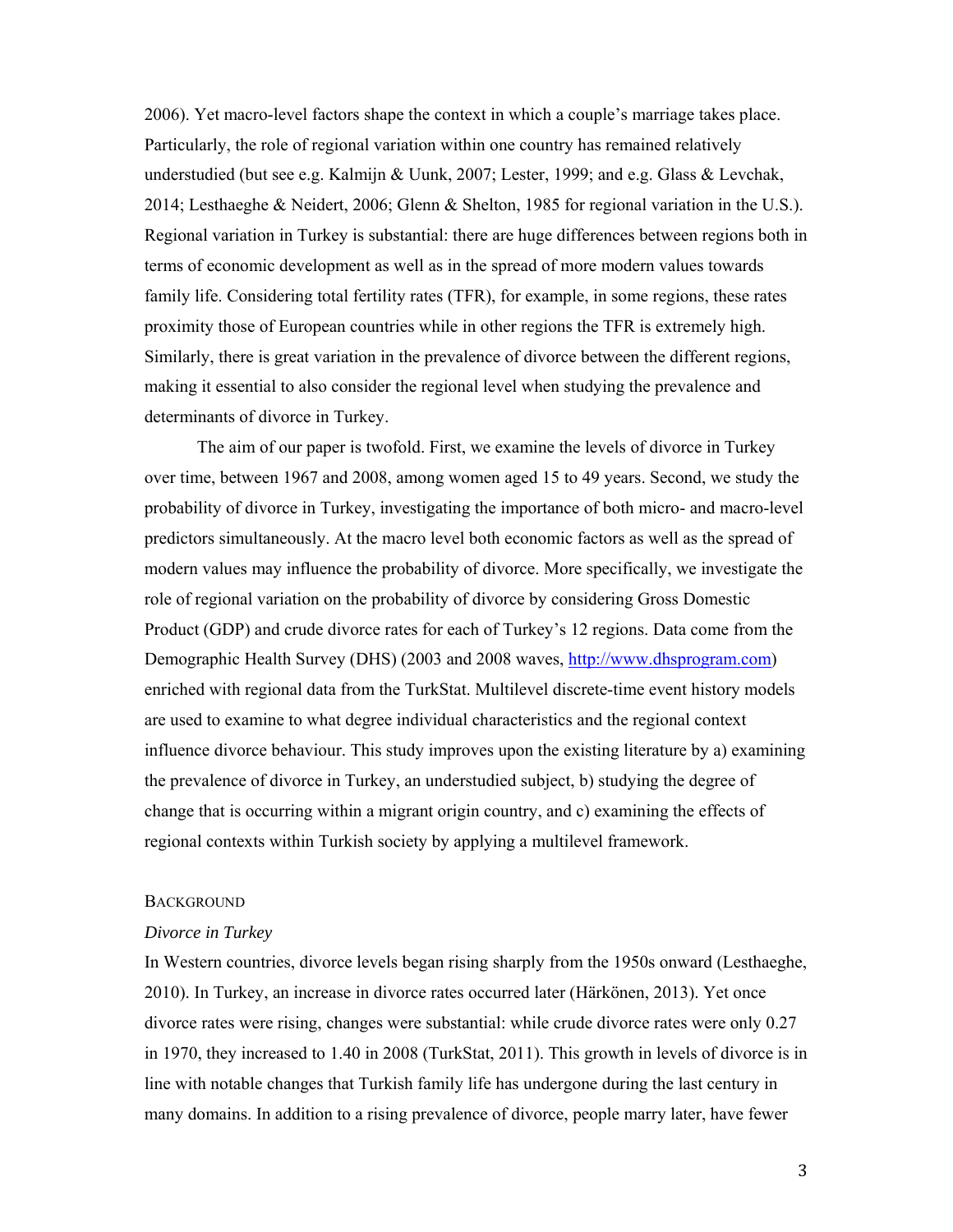2006). Yet macro-level factors shape the context in which a couple's marriage takes place. Particularly, the role of regional variation within one country has remained relatively understudied (but see e.g. Kalmijn & Uunk, 2007; Lester, 1999; and e.g. Glass & Levchak, 2014; Lesthaeghe & Neidert, 2006; Glenn & Shelton, 1985 for regional variation in the U.S.). Regional variation in Turkey is substantial: there are huge differences between regions both in terms of economic development as well as in the spread of more modern values towards family life. Considering total fertility rates (TFR), for example, in some regions, these rates proximity those of European countries while in other regions the TFR is extremely high. Similarly, there is great variation in the prevalence of divorce between the different regions, making it essential to also consider the regional level when studying the prevalence and determinants of divorce in Turkey.

The aim of our paper is twofold. First, we examine the levels of divorce in Turkey over time, between 1967 and 2008, among women aged 15 to 49 years. Second, we study the probability of divorce in Turkey, investigating the importance of both micro- and macro-level predictors simultaneously. At the macro level both economic factors as well as the spread of modern values may influence the probability of divorce. More specifically, we investigate the role of regional variation on the probability of divorce by considering Gross Domestic Product (GDP) and crude divorce rates for each of Turkey's 12 regions. Data come from the Demographic Health Survey (DHS) (2003 and 2008 waves, [http://www.dhsprogram.com](http://www.dhsprogram.com)) enriched with regional data from the TurkStat. Multilevel discrete-time event history models are used to examine to what degree individual characteristics and the regional context influence divorce behaviour. This study improves upon the existing literature by a) examining the prevalence of divorce in Turkey, an understudied subject, b) studying the degree of change that is occurring within a migrant origin country, and c) examining the effects of regional contexts within Turkish society by applying a multilevel framework.

## Background

### *Divorce in Turkey*

In Western countries, divorce levels began rising sharply from the 1950s onward (Lesthaeghe, 2010). In Turkey, an increase in divorce rates occurred later (Härkönen, 2013). Yet once divorce rates were rising, changes were substantial: while crude divorce rates were only 0.27 in 1970, they increased to 1.40 in 2008 (TurkStat, 2011). This growth in levels of divorce is in line with notable changes that Turkish family life has undergone during the last century in many domains. In addition to a rising prevalence of divorce, people marry later, have fewer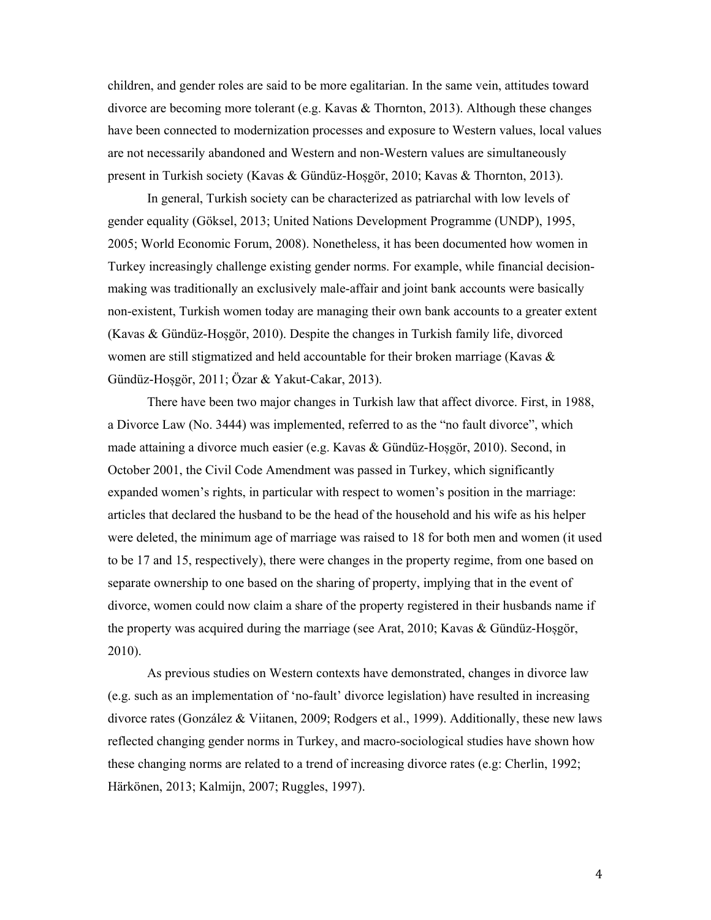children, and gender roles are said to be more egalitarian. In the same vein, attitudes toward divorce are becoming more tolerant (e.g. Kavas & Thornton, 2013). Although these changes have been connected to modernization processes and exposure to Western values, local values are not necessarily abandoned and Western and non-Western values are simultaneously present in Turkish society (Kavas & Gündüz-Hoşgör, 2010; Kavas & Thornton, 2013).

In general, Turkish society can be characterized as patriarchal with low levels of gender equality (Göksel, 2013; United Nations Development Programme (UNDP), 1995, 2005; World Economic Forum, 2008). Nonetheless, it has been documented how women in Turkey increasingly challenge existing gender norms. For example, while financial decision-making was traditionally an exclusively male-affair and joint bank accounts were basically non-existent, Turkish women today are managing their own bank accounts to a greater extent (Kavas & Gündüz-Hoşgör, 2010). Despite the changes in Turkish family life, divorced women are still stigmatized and held accountable for their broken marriage (Kavas & Gündüz-Hoşgör, 2011; Özar & Yakut-Cakar, 2013).

There have been two major changes in Turkish law that affect divorce. First, in 1988, a Divorce Law (No. 3444) was implemented, referred to as the "no fault divorce", which made attaining a divorce much easier (e.g. Kavas & Gündüz-Hoşgör, 2010). Second, in October 2001, the Civil Code Amendment was passed in Turkey, which significantly expanded women's rights, in particular with respect to women's position in the marriage: articles that declared the husband to be the head of the household and his wife as his helper were deleted, the minimum age of marriage was raised to 18 for both men and women (it used to be 17 and 15, respectively), there were changes in the property regime, from one based on separate ownership to one based on the sharing of property, implying that in the event of divorce, women could now claim a share of the property registered in their husbands name if the property was acquired during the marriage (see Arat, 2010; Kavas & Gündüz-Hoşgör, 2010).

As previous studies on Western contexts have demonstrated, changes in divorce law (e.g. such as an implementation of 'no-fault' divorce legislation) have resulted in increasing divorce rates (González & Viitanen, 2009; Rodgers et al., 1999). Additionally, these new laws reflected changing gender norms in Turkey, and macro-sociological studies have shown how these changing norms are related to a trend of increasing divorce rates (e.g: Cherlin, 1992; Härkönen, 2013; Kalmijn, 2007; Ruggles, 1997).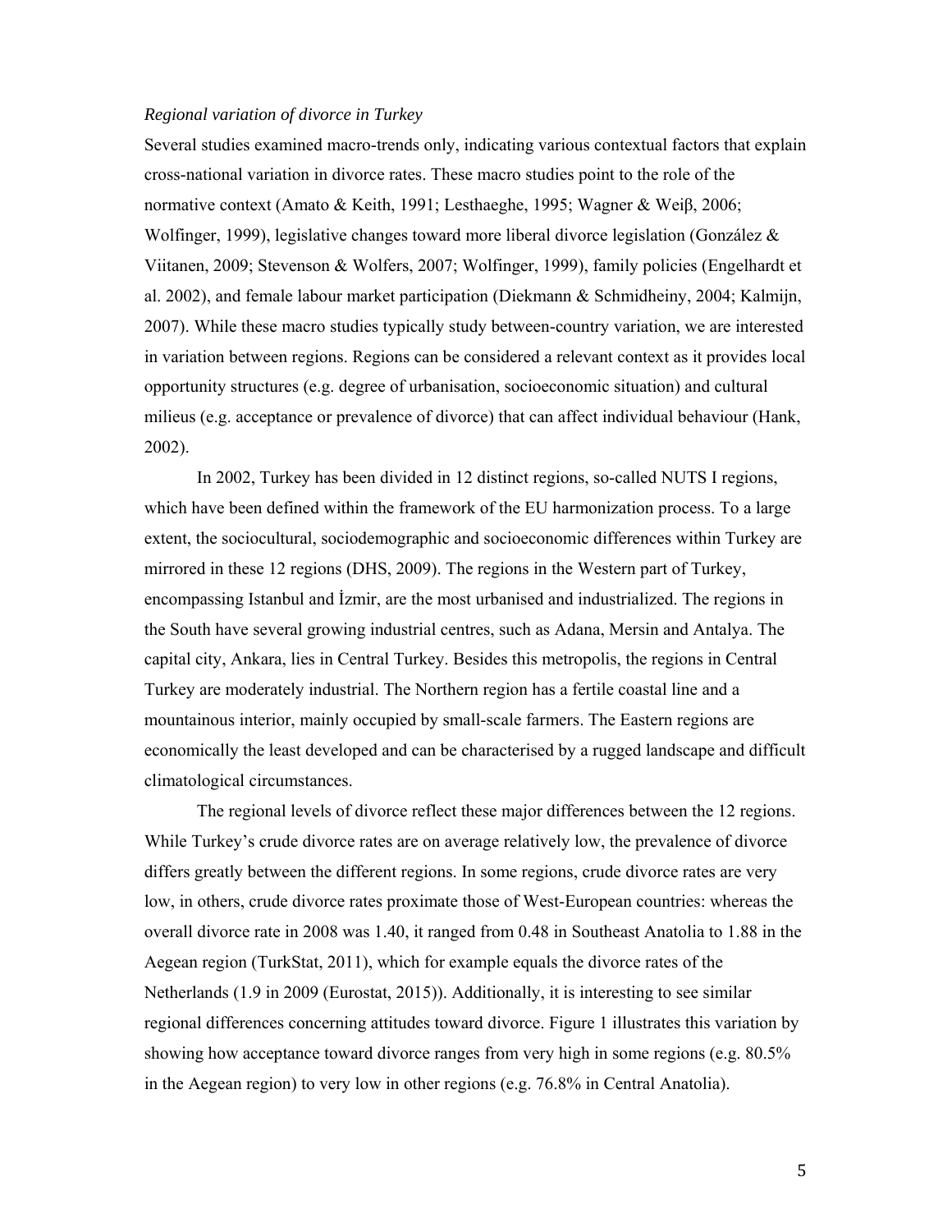*Regional variation of divorce in Turkey*

Several studies examined macro-trends only, indicating various contextual factors that explain cross-national variation in divorce rates. These macro studies point to the role of the normative context (Amato & Keith, 1991; Lesthaeghe, 1995; Wagner & Weiβ, 2006; Wolfinger, 1999), legislative changes toward more liberal divorce legislation (González & Viitanen, 2009; Stevenson & Wolfers, 2007; Wolfinger, 1999), family policies (Engelhardt et al. 2002), and female labour market participation (Diekmann & Schmidheiny, 2004; Kalmijn, 2007). While these macro studies typically study between-country variation, we are interested in variation between regions. Regions can be considered a relevant context as it provides local opportunity structures (e.g. degree of urbanisation, socioeconomic situation) and cultural milieus (e.g. acceptance or prevalence of divorce) that can affect individual behaviour (Hank, 2002).

In 2002, Turkey has been divided in 12 distinct regions, so-called NUTS I regions, which have been defined within the framework of the EU harmonization process. To a large extent, the sociocultural, sociodemographic and socioeconomic differences within Turkey are mirrored in these 12 regions (DHS, 2009). The regions in the Western part of Turkey, encompassing Istanbul and İzmir, are the most urbanised and industrialized. The regions in the South have several growing industrial centres, such as Adana, Mersin and Antalya. The capital city, Ankara, lies in Central Turkey. Besides this metropolis, the regions in Central Turkey are moderately industrial. The Northern region has a fertile coastal line and a mountainous interior, mainly occupied by small-scale farmers. The Eastern regions are economically the least developed and can be characterised by a rugged landscape and difficult climatological circumstances.

The regional levels of divorce reflect these major differences between the 12 regions. While Turkey's crude divorce rates are on average relatively low, the prevalence of divorce differs greatly between the different regions. In some regions, crude divorce rates are very low, in others, crude divorce rates proximate those of West-European countries: whereas the overall divorce rate in 2008 was 1.40, it ranged from 0.48 in Southeast Anatolia to 1.88 in the Aegean region (TurkStat, 2011), which for example equals the divorce rates of the Netherlands (1.9 in 2009 (Eurostat, 2015)). Additionally, it is interesting to see similar regional differences concerning attitudes toward divorce. Figure 1 illustrates this variation by showing how acceptance toward divorce ranges from very high in some regions (e.g. 80.5% in the Aegean region) to very low in other regions (e.g. 76.8% in Central Anatolia).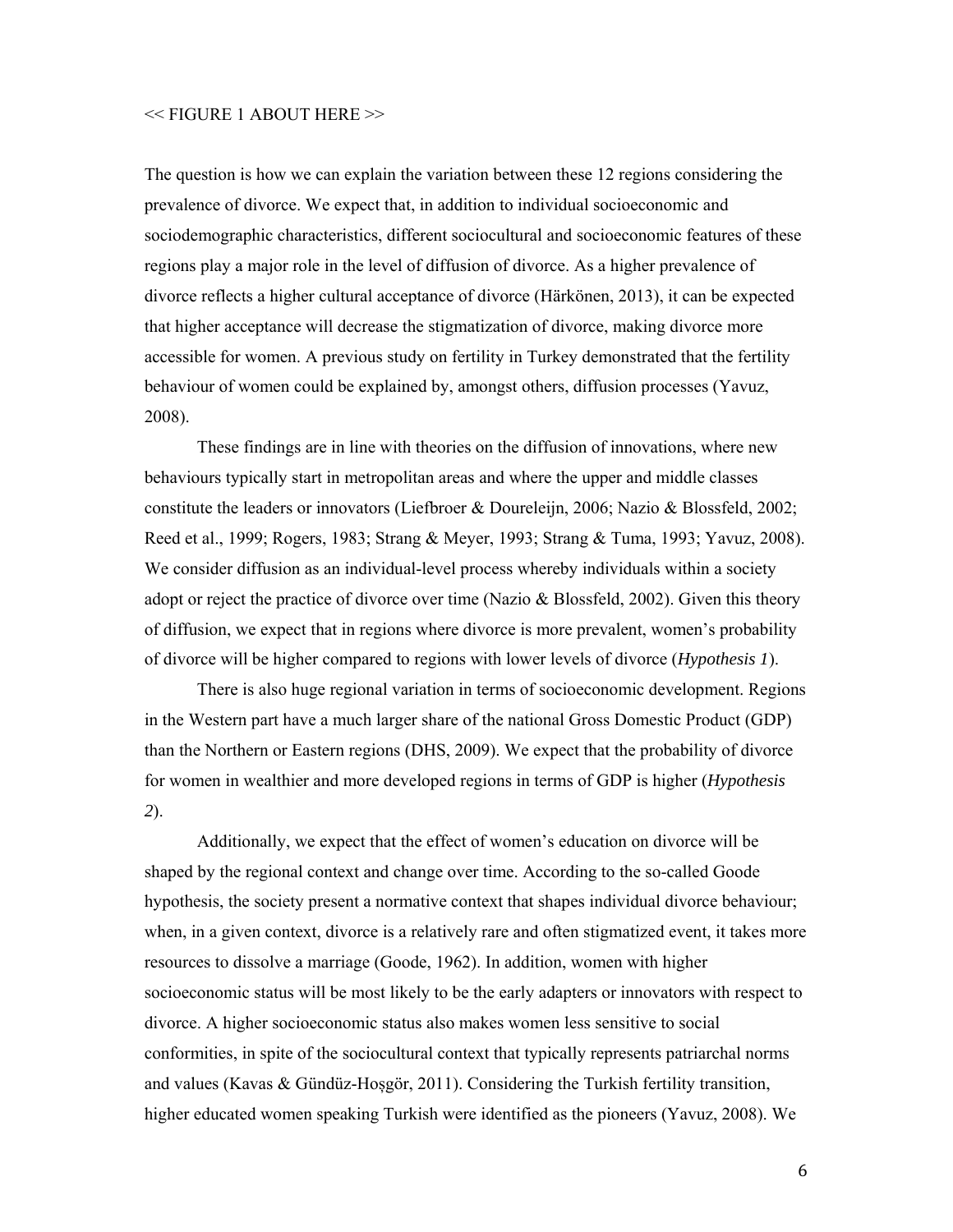<< FIGURE 1 ABOUT HERE >>

The question is how we can explain the variation between these 12 regions considering the prevalence of divorce. We expect that, in addition to individual socioeconomic and sociodemographic characteristics, different sociocultural and socioeconomic features of these regions play a major role in the level of diffusion of divorce. As a higher prevalence of divorce reflects a higher cultural acceptance of divorce (Härkönen, 2013), it can be expected that higher acceptance will decrease the stigmatization of divorce, making divorce more accessible for women. A previous study on fertility in Turkey demonstrated that the fertility behaviour of women could be explained by, amongst others, diffusion processes (Yavuz, 2008).

These findings are in line with theories on the diffusion of innovations, where new behaviours typically start in metropolitan areas and where the upper and middle classes constitute the leaders or innovators (Liefbroer & Doureleijn, 2006; Nazio & Blossfeld, 2002; Reed et al., 1999; Rogers, 1983; Strang & Meyer, 1993; Strang & Tuma, 1993; Yavuz, 2008). We consider diffusion as an individual-level process whereby individuals within a society adopt or reject the practice of divorce over time (Nazio & Blossfeld, 2002). Given this theory of diffusion, we expect that in regions where divorce is more prevalent, women's probability of divorce will be higher compared to regions with lower levels of divorce (*Hypothesis 1*).

There is also huge regional variation in terms of socioeconomic development. Regions in the Western part have a much larger share of the national Gross Domestic Product (GDP) than the Northern or Eastern regions (DHS, 2009). We expect that the probability of divorce for women in wealthier and more developed regions in terms of GDP is higher (*Hypothesis 2*).

Additionally, we expect that the effect of women's education on divorce will be shaped by the regional context and change over time. According to the so-called Goode hypothesis, the society present a normative context that shapes individual divorce behaviour; when, in a given context, divorce is a relatively rare and often stigmatized event, it takes more resources to dissolve a marriage (Goode, 1962). In addition, women with higher socioeconomic status will be most likely to be the early adapters or innovators with respect to divorce. A higher socioeconomic status also makes women less sensitive to social conformities, in spite of the sociocultural context that typically represents patriarchal norms and values (Kavas & Gündüz-Hoşgör, 2011). Considering the Turkish fertility transition, higher educated women speaking Turkish were identified as the pioneers (Yavuz, 2008). We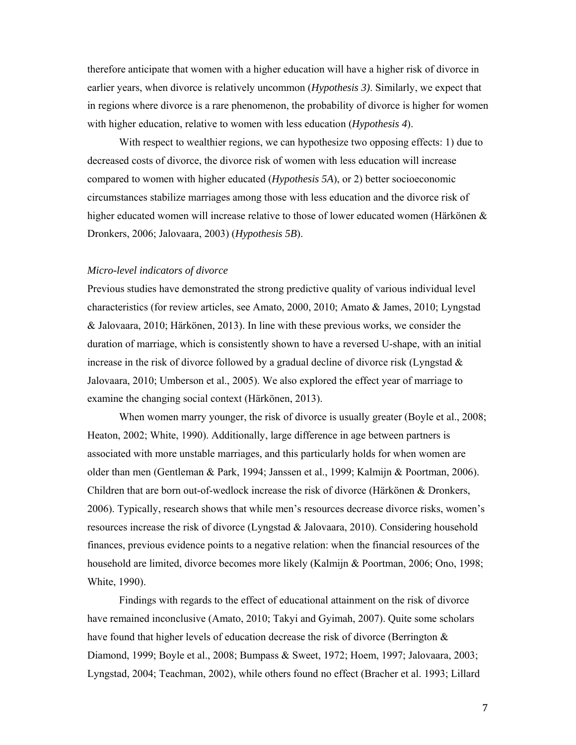therefore anticipate that women with a higher education will have a higher risk of divorce in earlier years, when divorce is relatively uncommon (*Hypothesis 3)*. Similarly, we expect that in regions where divorce is a rare phenomenon, the probability of divorce is higher for women with higher education, relative to women with less education (*Hypothesis 4*).

With respect to wealthier regions, we can hypothesize two opposing effects: 1) due to decreased costs of divorce, the divorce risk of women with less education will increase compared to women with higher educated (*Hypothesis 5A*), or 2) better socioeconomic circumstances stabilize marriages among those with less education and the divorce risk of higher educated women will increase relative to those of lower educated women (Härkönen & Dronkers, 2006; Jalovaara, 2003) (*Hypothesis 5B*).

*Micro-level indicators of divorce*

Previous studies have demonstrated the strong predictive quality of various individual level characteristics (for review articles, see Amato, 2000, 2010; Amato & James, 2010; Lyngstad & Jalovaara, 2010; Härkönen, 2013). In line with these previous works, we consider the duration of marriage, which is consistently shown to have a reversed U-shape, with an initial increase in the risk of divorce followed by a gradual decline of divorce risk (Lyngstad & Jalovaara, 2010; Umberson et al., 2005). We also explored the effect year of marriage to examine the changing social context (Härkönen, 2013).

When women marry younger, the risk of divorce is usually greater (Boyle et al., 2008; Heaton, 2002; White, 1990). Additionally, large difference in age between partners is associated with more unstable marriages, and this particularly holds for when women are older than men (Gentleman & Park, 1994; Janssen et al., 1999; Kalmijn & Poortman, 2006). Children that are born out-of-wedlock increase the risk of divorce (Härkönen & Dronkers, 2006). Typically, research shows that while men's resources decrease divorce risks, women's resources increase the risk of divorce (Lyngstad & Jalovaara, 2010). Considering household finances, previous evidence points to a negative relation: when the financial resources of the household are limited, divorce becomes more likely (Kalmijn & Poortman, 2006; Ono, 1998; White, 1990).

Findings with regards to the effect of educational attainment on the risk of divorce have remained inconclusive (Amato, 2010; Takyi and Gyimah, 2007). Quite some scholars have found that higher levels of education decrease the risk of divorce (Berrington & Diamond, 1999; Boyle et al., 2008; Bumpass & Sweet, 1972; Hoem, 1997; Jalovaara, 2003; Lyngstad, 2004; Teachman, 2002), while others found no effect (Bracher et al. 1993; Lillard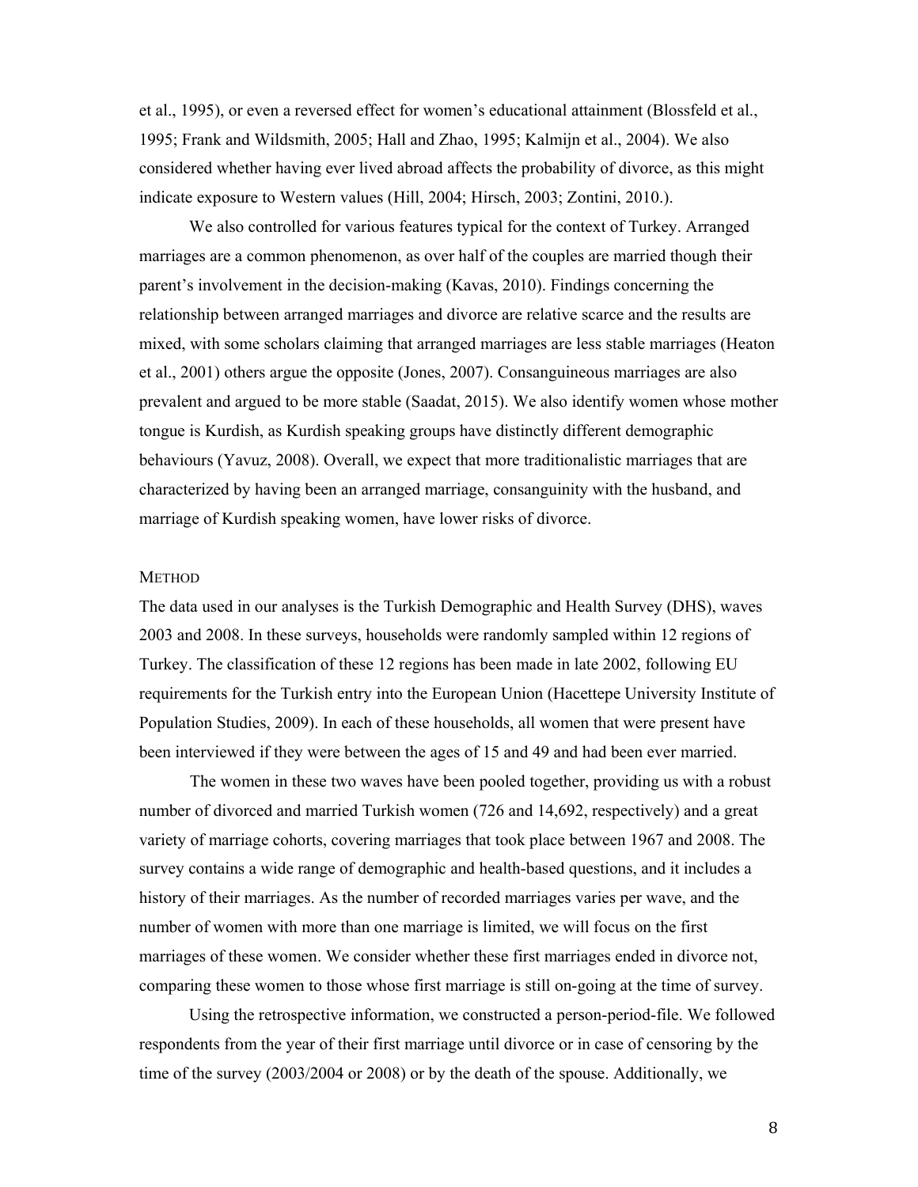et al., 1995), or even a reversed effect for women's educational attainment (Blossfeld et al., 1995; Frank and Wildsmith, 2005; Hall and Zhao, 1995; Kalmijn et al., 2004). We also considered whether having ever lived abroad affects the probability of divorce, as this might indicate exposure to Western values (Hill, 2004; Hirsch, 2003; Zontini, 2010.).

We also controlled for various features typical for the context of Turkey. Arranged marriages are a common phenomenon, as over half of the couples are married though their parent's involvement in the decision-making (Kavas, 2010). Findings concerning the relationship between arranged marriages and divorce are relative scarce and the results are mixed, with some scholars claiming that arranged marriages are less stable marriages (Heaton et al., 2001) others argue the opposite (Jones, 2007). Consanguineous marriages are also prevalent and argued to be more stable (Saadat, 2015). We also identify women whose mother tongue is Kurdish, as Kurdish speaking groups have distinctly different demographic behaviours (Yavuz, 2008). Overall, we expect that more traditionalistic marriages that are characterized by having been an arranged marriage, consanguinity with the husband, and marriage of Kurdish speaking women, have lower risks of divorce.

## METHOD

The data used in our analyses is the Turkish Demographic and Health Survey (DHS), waves 2003 and 2008. In these surveys, households were randomly sampled within 12 regions of Turkey. The classification of these 12 regions has been made in late 2002, following EU requirements for the Turkish entry into the European Union (Hacettepe University Institute of Population Studies, 2009). In each of these households, all women that were present have been interviewed if they were between the ages of 15 and 49 and had been ever married.

The women in these two waves have been pooled together, providing us with a robust number of divorced and married Turkish women (726 and 14,692, respectively) and a great variety of marriage cohorts, covering marriages that took place between 1967 and 2008. The survey contains a wide range of demographic and health-based questions, and it includes a history of their marriages. As the number of recorded marriages varies per wave, and the number of women with more than one marriage is limited, we will focus on the first marriages of these women. We consider whether these first marriages ended in divorce not, comparing these women to those whose first marriage is still on-going at the time of survey.

Using the retrospective information, we constructed a person-period-file. We followed respondents from the year of their first marriage until divorce or in case of censoring by the time of the survey (2003/2004 or 2008) or by the death of the spouse. Additionally, we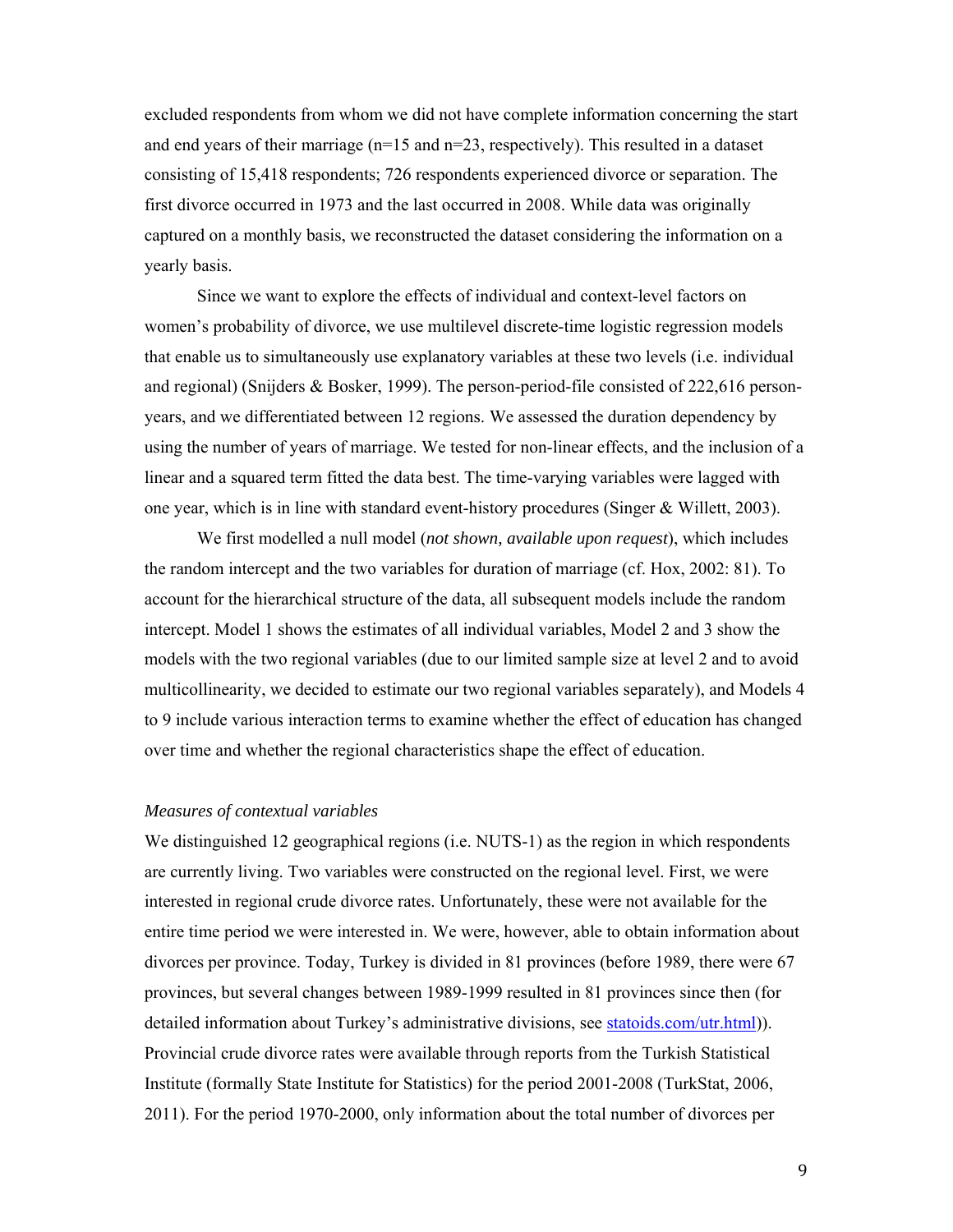excluded respondents from whom we did not have complete information concerning the start and end years of their marriage (n=15 and n=23, respectively). This resulted in a dataset consisting of 15,418 respondents; 726 respondents experienced divorce or separation. The first divorce occurred in 1973 and the last occurred in 2008. While data was originally captured on a monthly basis, we reconstructed the dataset considering the information on a yearly basis.

Since we want to explore the effects of individual and context-level factors on women's probability of divorce, we use multilevel discrete-time logistic regression models that enable us to simultaneously use explanatory variables at these two levels (i.e. individual and regional) (Snijders & Bosker, 1999). The person-period-file consisted of 222,616 person-years, and we differentiated between 12 regions. We assessed the duration dependency by using the number of years of marriage. We tested for non-linear effects, and the inclusion of a linear and a squared term fitted the data best. The time-varying variables were lagged with one year, which is in line with standard event-history procedures (Singer & Willett, 2003).

We first modelled a null model (*not shown, available upon request*), which includes the random intercept and the two variables for duration of marriage (cf. Hox, 2002: 81). To account for the hierarchical structure of the data, all subsequent models include the random intercept. Model 1 shows the estimates of all individual variables, Model 2 and 3 show the models with the two regional variables (due to our limited sample size at level 2 and to avoid multicollinearity, we decided to estimate our two regional variables separately), and Models 4 to 9 include various interaction terms to examine whether the effect of education has changed over time and whether the regional characteristics shape the effect of education.

*Measures of contextual variables*

We distinguished 12 geographical regions (i.e. NUTS-1) as the region in which respondents are currently living. Two variables were constructed on the regional level. First, we were interested in regional crude divorce rates. Unfortunately, these were not available for the entire time period we were interested in. We were, however, able to obtain information about divorces per province. Today, Turkey is divided in 81 provinces (before 1989, there were 67 provinces, but several changes between 1989-1999 resulted in 81 provinces since then (for detailed information about Turkey's administrative divisions, see statoids.com/utr.html)). Provincial crude divorce rates were available through reports from the Turkish Statistical Institute (formally State Institute for Statistics) for the period 2001-2008 (TurkStat, 2006, 2011). For the period 1970-2000, only information about the total number of divorces per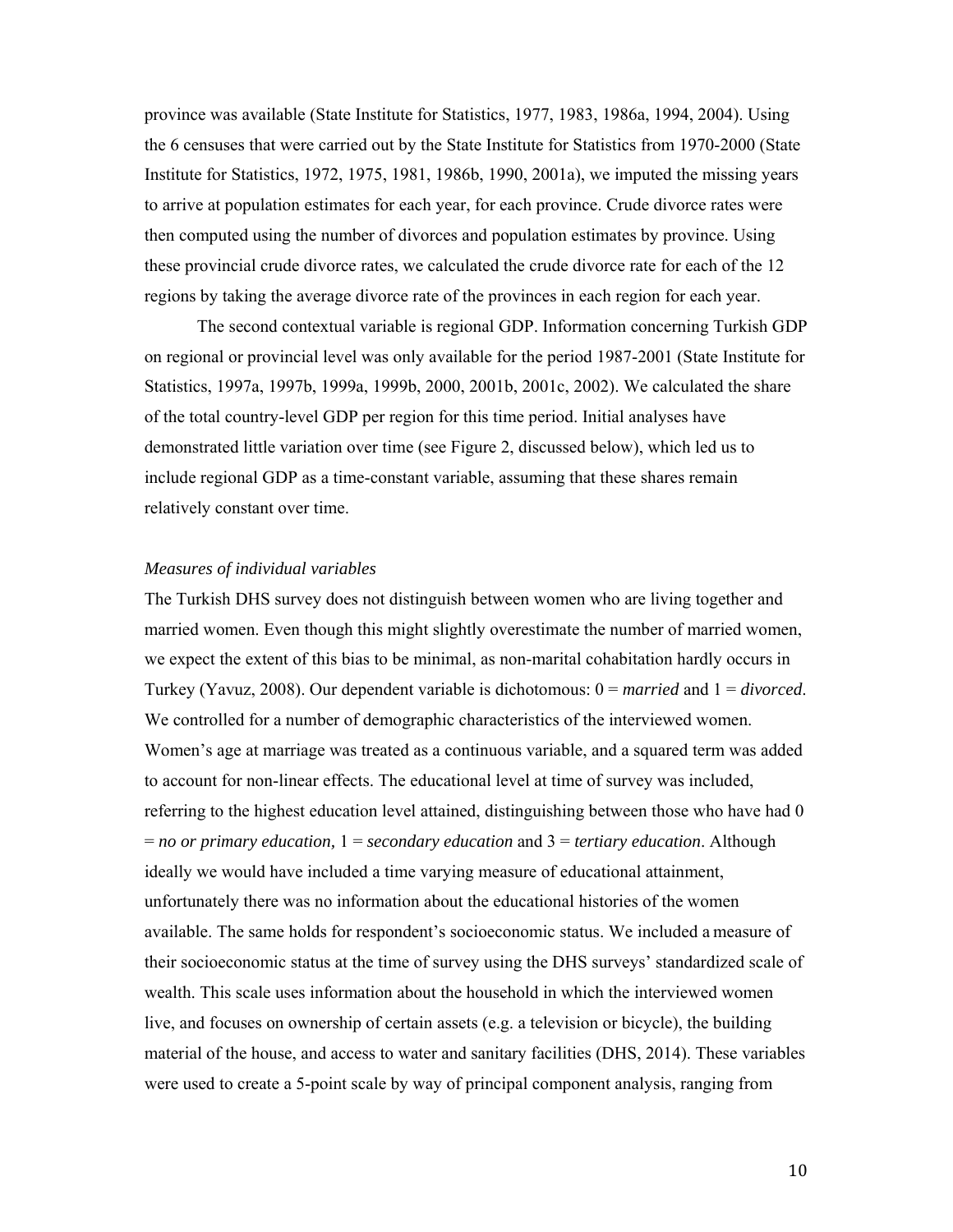province was available (State Institute for Statistics, 1977, 1983, 1986a, 1994, 2004). Using the 6 censuses that were carried out by the State Institute for Statistics from 1970-2000 (State Institute for Statistics, 1972, 1975, 1981, 1986b, 1990, 2001a), we imputed the missing years to arrive at population estimates for each year, for each province. Crude divorce rates were then computed using the number of divorces and population estimates by province. Using these provincial crude divorce rates, we calculated the crude divorce rate for each of the 12 regions by taking the average divorce rate of the provinces in each region for each year.

The second contextual variable is regional GDP. Information concerning Turkish GDP on regional or provincial level was only available for the period 1987-2001 (State Institute for Statistics, 1997a, 1997b, 1999a, 1999b, 2000, 2001b, 2001c, 2002). We calculated the share of the total country-level GDP per region for this time period. Initial analyses have demonstrated little variation over time (see Figure 2, discussed below), which led us to include regional GDP as a time-constant variable, assuming that these shares remain relatively constant over time.

*Measures of individual variables*

The Turkish DHS survey does not distinguish between women who are living together and married women. Even though this might slightly overestimate the number of married women, we expect the extent of this bias to be minimal, as non-marital cohabitation hardly occurs in Turkey (Yavuz, 2008). Our dependent variable is dichotomous: 0 = *married* and 1 = *divorced*. We controlled for a number of demographic characteristics of the interviewed women. Women's age at marriage was treated as a continuous variable, and a squared term was added to account for non-linear effects. The educational level at time of survey was included, referring to the highest education level attained, distinguishing between those who have had 0 = *no or primary education,* 1 = *secondary education* and 3 = *tertiary education*. Although ideally we would have included a time varying measure of educational attainment, unfortunately there was no information about the educational histories of the women available. The same holds for respondent's socioeconomic status. We included a measure of their socioeconomic status at the time of survey using the DHS surveys' standardized scale of wealth. This scale uses information about the household in which the interviewed women live, and focuses on ownership of certain assets (e.g. a television or bicycle), the building material of the house, and access to water and sanitary facilities (DHS, 2014). These variables were used to create a 5-point scale by way of principal component analysis, ranging from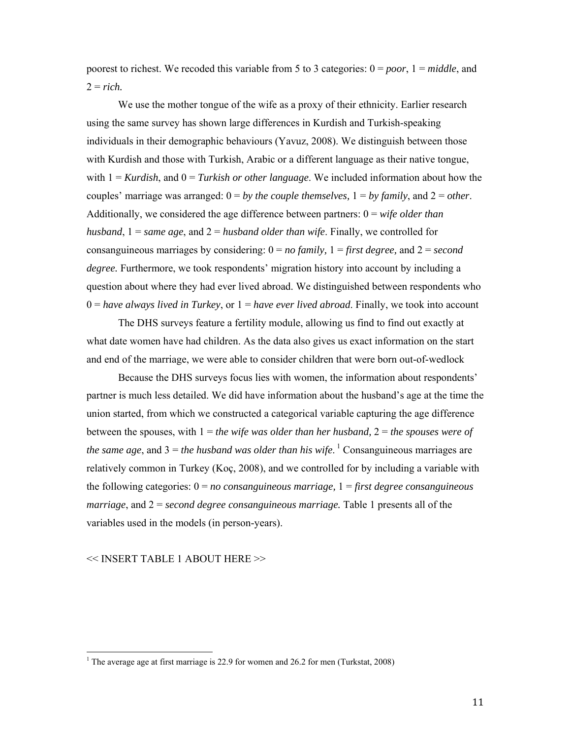poorest to richest. We recoded this variable from 5 to 3 categories: 0 = *poor*, 1 = *middle*, and 2 = *rich.*

We use the mother tongue of the wife as a proxy of their ethnicity. Earlier research using the same survey has shown large differences in Kurdish and Turkish-speaking individuals in their demographic behaviours (Yavuz, 2008). We distinguish between those with Kurdish and those with Turkish, Arabic or a different language as their native tongue, with 1 = *Kurdish*, and 0 = *Turkish or other language*. We included information about how the couples' marriage was arranged: 0 = *by the couple themselves,* 1 = *by family*, and 2 = *other*. Additionally, we considered the age difference between partners: 0 = *wife older than husband*, 1 = *same age*, and 2 = *husband older than wife*. Finally, we controlled for consanguineous marriages by considering: 0 = *no family,* 1 = *first degree,* and 2 = *second degree.* Furthermore, we took respondents' migration history into account by including a question about where they had ever lived abroad. We distinguished between respondents who 0 = *have always lived in Turkey*, or 1 = *have ever lived abroad*. Finally, we took into account

The DHS surveys feature a fertility module, allowing us find to find out exactly at what date women have had children. As the data also gives us exact information on the start and end of the marriage, we were able to consider children that were born out-of-wedlock

Because the DHS surveys focus lies with women, the information about respondents' partner is much less detailed. We did have information about the husband's age at the time the union started, from which we constructed a categorical variable capturing the age difference between the spouses, with 1 = *the wife was older than her husband,* 2 = *the spouses were of the same age*, and 3 = *the husband was older than his wife*.[1] Consanguineous marriages are relatively common in Turkey (Koç, 2008), and we controlled for by including a variable with the following categories: 0 = *no consanguineous marriage,* 1 = *first degree consanguineous marriage*, and 2 = *second degree consanguineous marriage.* Table 1 presents all of the variables used in the models (in person-years).

<< INSERT TABLE 1 ABOUT HERE >>

[1] The average age at first marriage is 22.9 for women and 26.2 for men (Turkstat, 2008)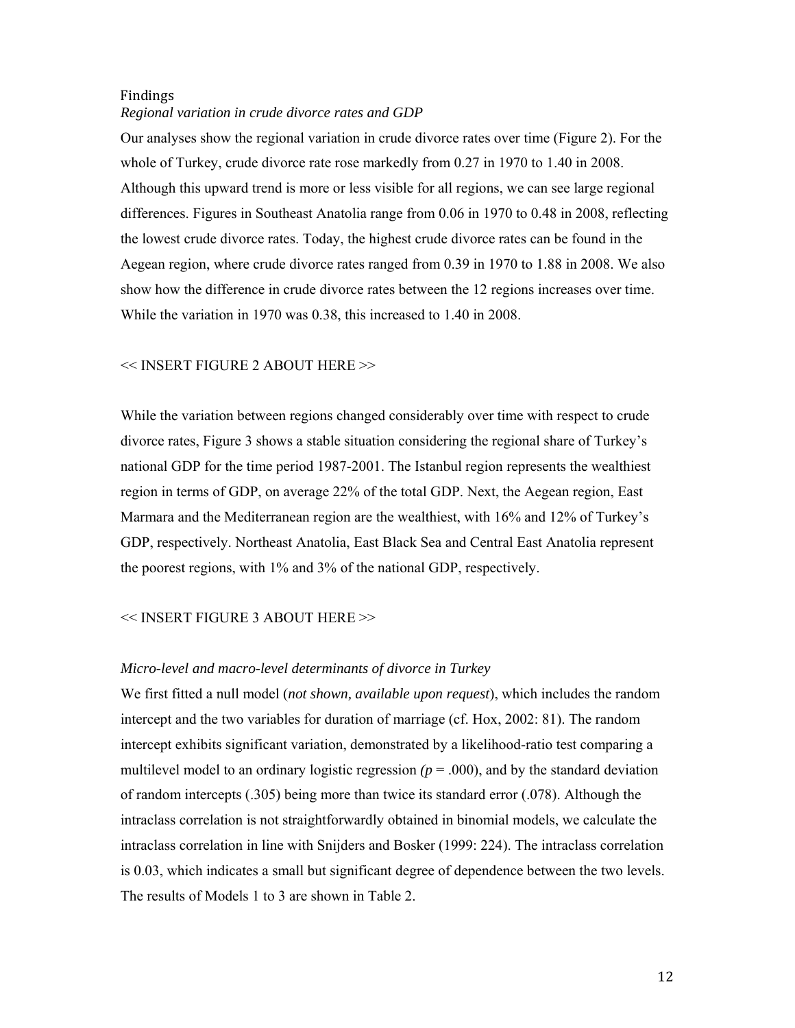## Findings

### *Regional variation in crude divorce rates and GDP*

Our analyses show the regional variation in crude divorce rates over time (Figure 2). For the whole of Turkey, crude divorce rate rose markedly from 0.27 in 1970 to 1.40 in 2008. Although this upward trend is more or less visible for all regions, we can see large regional differences. Figures in Southeast Anatolia range from 0.06 in 1970 to 0.48 in 2008, reflecting the lowest crude divorce rates. Today, the highest crude divorce rates can be found in the Aegean region, where crude divorce rates ranged from 0.39 in 1970 to 1.88 in 2008. We also show how the difference in crude divorce rates between the 12 regions increases over time. While the variation in 1970 was 0.38, this increased to 1.40 in 2008.

<< INSERT FIGURE 2 ABOUT HERE >>

While the variation between regions changed considerably over time with respect to crude divorce rates, Figure 3 shows a stable situation considering the regional share of Turkey's national GDP for the time period 1987-2001. The Istanbul region represents the wealthiest region in terms of GDP, on average 22% of the total GDP. Next, the Aegean region, East Marmara and the Mediterranean region are the wealthiest, with 16% and 12% of Turkey's GDP, respectively. Northeast Anatolia, East Black Sea and Central East Anatolia represent the poorest regions, with 1% and 3% of the national GDP, respectively.

<< INSERT FIGURE 3 ABOUT HERE >>

### *Micro-level and macro-level determinants of divorce in Turkey*

We first fitted a null model (*not shown, available upon request*), which includes the random intercept and the two variables for duration of marriage (cf. Hox, 2002: 81). The random intercept exhibits significant variation, demonstrated by a likelihood-ratio test comparing a multilevel model to an ordinary logistic regression ($p = .000$), and by the standard deviation of random intercepts (.305) being more than twice its standard error (.078). Although the intraclass correlation is not straightforwardly obtained in binomial models, we calculate the intraclass correlation in line with Snijders and Bosker (1999: 224). The intraclass correlation is 0.03, which indicates a small but significant degree of dependence between the two levels. The results of Models 1 to 3 are shown in Table 2.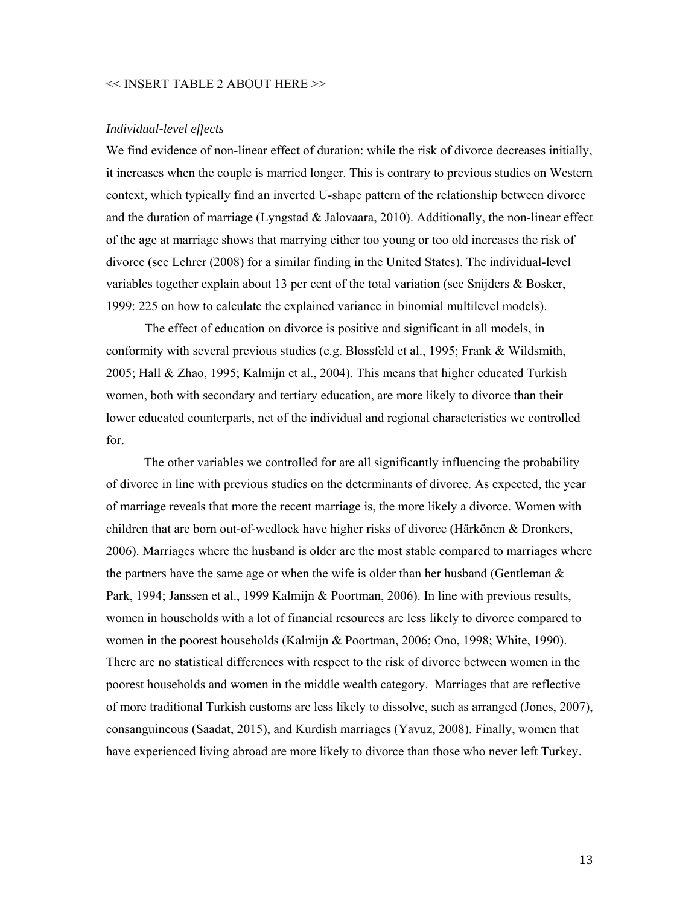<< INSERT TABLE 2 ABOUT HERE >>

*Individual-level effects*

We find evidence of non-linear effect of duration: while the risk of divorce decreases initially, it increases when the couple is married longer. This is contrary to previous studies on Western context, which typically find an inverted U-shape pattern of the relationship between divorce and the duration of marriage (Lyngstad & Jalovaara, 2010). Additionally, the non-linear effect of the age at marriage shows that marrying either too young or too old increases the risk of divorce (see Lehrer (2008) for a similar finding in the United States). The individual-level variables together explain about 13 per cent of the total variation (see Snijders & Bosker, 1999: 225 on how to calculate the explained variance in binomial multilevel models).

The effect of education on divorce is positive and significant in all models, in conformity with several previous studies (e.g. Blossfeld et al., 1995; Frank & Wildsmith, 2005; Hall & Zhao, 1995; Kalmijn et al., 2004). This means that higher educated Turkish women, both with secondary and tertiary education, are more likely to divorce than their lower educated counterparts, net of the individual and regional characteristics we controlled for.

The other variables we controlled for are all significantly influencing the probability of divorce in line with previous studies on the determinants of divorce. As expected, the year of marriage reveals that more the recent marriage is, the more likely a divorce. Women with children that are born out-of-wedlock have higher risks of divorce (Härkönen & Dronkers, 2006). Marriages where the husband is older are the most stable compared to marriages where the partners have the same age or when the wife is older than her husband (Gentleman & Park, 1994; Janssen et al., 1999 Kalmijn & Poortman, 2006). In line with previous results, women in households with a lot of financial resources are less likely to divorce compared to women in the poorest households (Kalmijn & Poortman, 2006; Ono, 1998; White, 1990). There are no statistical differences with respect to the risk of divorce between women in the poorest households and women in the middle wealth category. Marriages that are reflective of more traditional Turkish customs are less likely to dissolve, such as arranged (Jones, 2007), consanguineous (Saadat, 2015), and Kurdish marriages (Yavuz, 2008). Finally, women that have experienced living abroad are more likely to divorce than those who never left Turkey.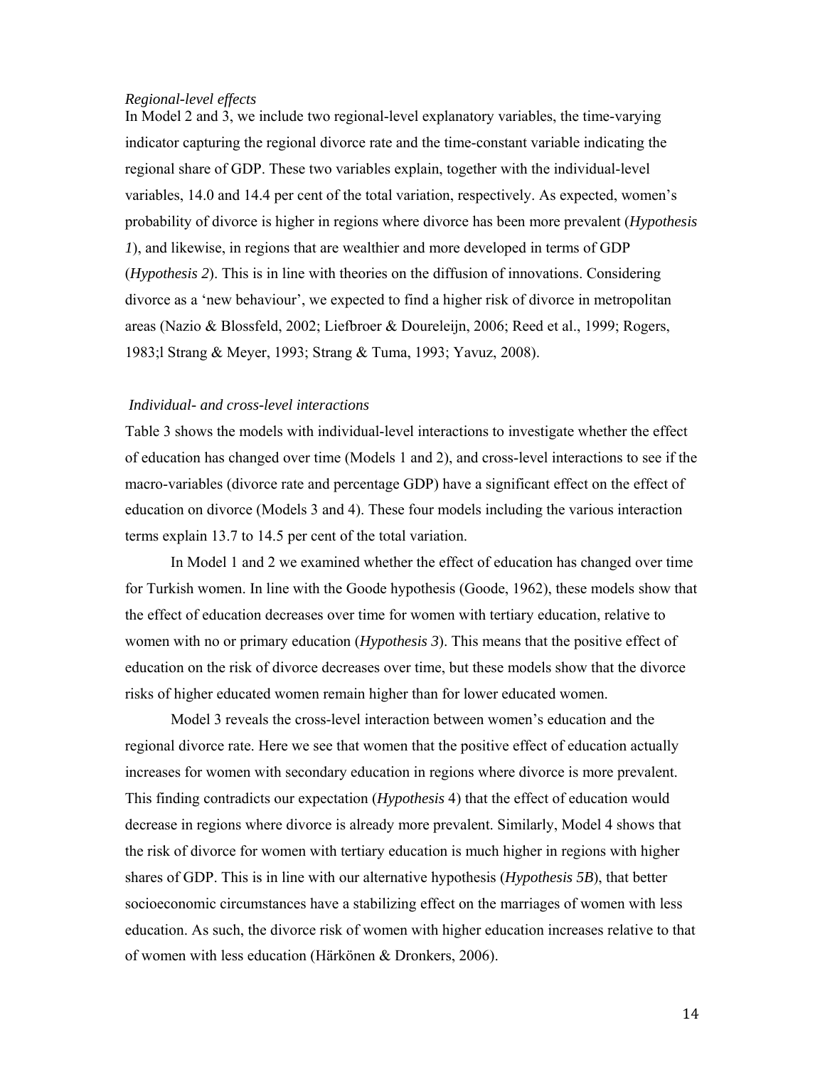*Regional-level effects*

In Model 2 and 3, we include two regional-level explanatory variables, the time-varying indicator capturing the regional divorce rate and the time-constant variable indicating the regional share of GDP. These two variables explain, together with the individual-level variables, 14.0 and 14.4 per cent of the total variation, respectively. As expected, women's probability of divorce is higher in regions where divorce has been more prevalent (*Hypothesis 1*), and likewise, in regions that are wealthier and more developed in terms of GDP (*Hypothesis 2*). This is in line with theories on the diffusion of innovations. Considering divorce as a 'new behaviour', we expected to find a higher risk of divorce in metropolitan areas (Nazio & Blossfeld, 2002; Liefbroer & Doureleijn, 2006; Reed et al., 1999; Rogers, 1983;l Strang & Meyer, 1993; Strang & Tuma, 1993; Yavuz, 2008).

*Individual- and cross-level interactions*

Table 3 shows the models with individual-level interactions to investigate whether the effect of education has changed over time (Models 1 and 2), and cross-level interactions to see if the macro-variables (divorce rate and percentage GDP) have a significant effect on the effect of education on divorce (Models 3 and 4). These four models including the various interaction terms explain 13.7 to 14.5 per cent of the total variation.

In Model 1 and 2 we examined whether the effect of education has changed over time for Turkish women. In line with the Goode hypothesis (Goode, 1962), these models show that the effect of education decreases over time for women with tertiary education, relative to women with no or primary education (*Hypothesis 3*). This means that the positive effect of education on the risk of divorce decreases over time, but these models show that the divorce risks of higher educated women remain higher than for lower educated women.

Model 3 reveals the cross-level interaction between women's education and the regional divorce rate. Here we see that women that the positive effect of education actually increases for women with secondary education in regions where divorce is more prevalent. This finding contradicts our expectation (*Hypothesis* 4) that the effect of education would decrease in regions where divorce is already more prevalent. Similarly, Model 4 shows that the risk of divorce for women with tertiary education is much higher in regions with higher shares of GDP. This is in line with our alternative hypothesis (*Hypothesis 5B*), that better socioeconomic circumstances have a stabilizing effect on the marriages of women with less education. As such, the divorce risk of women with higher education increases relative to that of women with less education (Härkönen & Dronkers, 2006).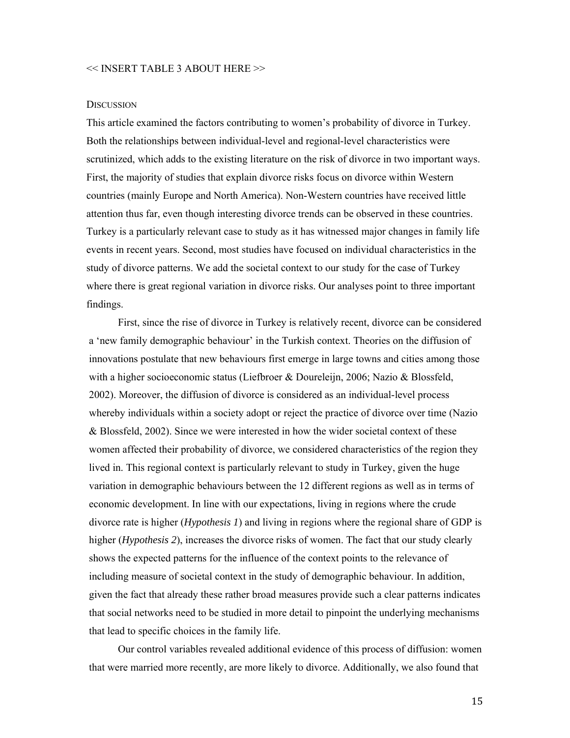<< INSERT TABLE 3 ABOUT HERE >>

## DISCUSSION

This article examined the factors contributing to women's probability of divorce in Turkey. Both the relationships between individual-level and regional-level characteristics were scrutinized, which adds to the existing literature on the risk of divorce in two important ways. First, the majority of studies that explain divorce risks focus on divorce within Western countries (mainly Europe and North America). Non-Western countries have received little attention thus far, even though interesting divorce trends can be observed in these countries. Turkey is a particularly relevant case to study as it has witnessed major changes in family life events in recent years. Second, most studies have focused on individual characteristics in the study of divorce patterns. We add the societal context to our study for the case of Turkey where there is great regional variation in divorce risks. Our analyses point to three important findings.

First, since the rise of divorce in Turkey is relatively recent, divorce can be considered a 'new family demographic behaviour' in the Turkish context. Theories on the diffusion of innovations postulate that new behaviours first emerge in large towns and cities among those with a higher socioeconomic status (Liefbroer & Doureleijn, 2006; Nazio & Blossfeld, 2002). Moreover, the diffusion of divorce is considered as an individual-level process whereby individuals within a society adopt or reject the practice of divorce over time (Nazio & Blossfeld, 2002). Since we were interested in how the wider societal context of these women affected their probability of divorce, we considered characteristics of the region they lived in. This regional context is particularly relevant to study in Turkey, given the huge variation in demographic behaviours between the 12 different regions as well as in terms of economic development. In line with our expectations, living in regions where the crude divorce rate is higher (*Hypothesis 1*) and living in regions where the regional share of GDP is higher (*Hypothesis 2*), increases the divorce risks of women. The fact that our study clearly shows the expected patterns for the influence of the context points to the relevance of including measure of societal context in the study of demographic behaviour. In addition, given the fact that already these rather broad measures provide such a clear patterns indicates that social networks need to be studied in more detail to pinpoint the underlying mechanisms that lead to specific choices in the family life.

Our control variables revealed additional evidence of this process of diffusion: women that were married more recently, are more likely to divorce. Additionally, we also found that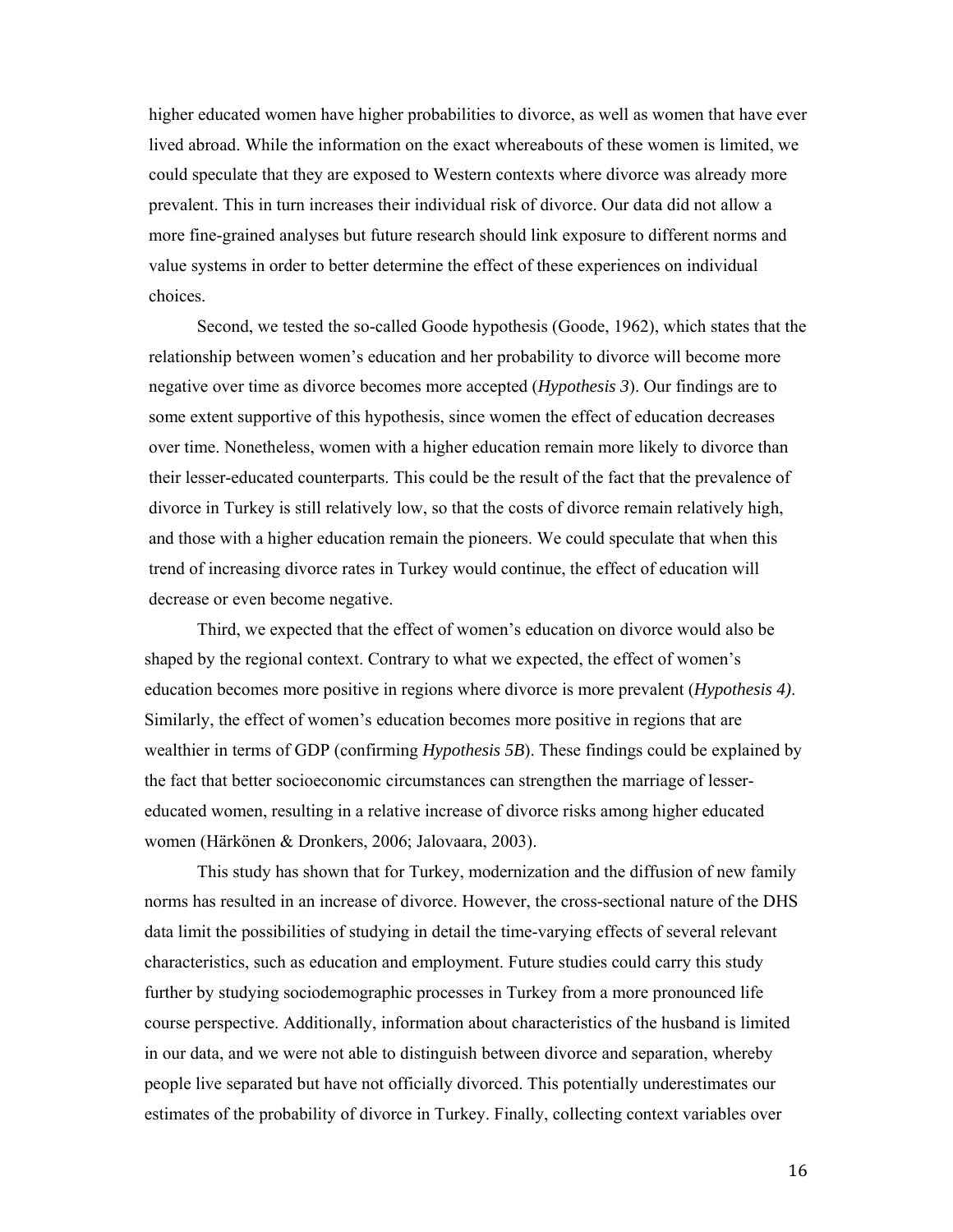higher educated women have higher probabilities to divorce, as well as women that have ever lived abroad. While the information on the exact whereabouts of these women is limited, we could speculate that they are exposed to Western contexts where divorce was already more prevalent. This in turn increases their individual risk of divorce. Our data did not allow a more fine-grained analyses but future research should link exposure to different norms and value systems in order to better determine the effect of these experiences on individual choices.

Second, we tested the so-called Goode hypothesis (Goode, 1962), which states that the relationship between women's education and her probability to divorce will become more negative over time as divorce becomes more accepted (*Hypothesis 3*). Our findings are to some extent supportive of this hypothesis, since women the effect of education decreases over time. Nonetheless, women with a higher education remain more likely to divorce than their lesser-educated counterparts. This could be the result of the fact that the prevalence of divorce in Turkey is still relatively low, so that the costs of divorce remain relatively high, and those with a higher education remain the pioneers. We could speculate that when this trend of increasing divorce rates in Turkey would continue, the effect of education will decrease or even become negative.

Third, we expected that the effect of women's education on divorce would also be shaped by the regional context. Contrary to what we expected, the effect of women's education becomes more positive in regions where divorce is more prevalent (*Hypothesis 4)*. Similarly, the effect of women's education becomes more positive in regions that are wealthier in terms of GDP (confirming *Hypothesis 5B*). These findings could be explained by the fact that better socioeconomic circumstances can strengthen the marriage of lesser-educated women, resulting in a relative increase of divorce risks among higher educated women (Härkönen & Dronkers, 2006; Jalovaara, 2003).

This study has shown that for Turkey, modernization and the diffusion of new family norms has resulted in an increase of divorce. However, the cross-sectional nature of the DHS data limit the possibilities of studying in detail the time-varying effects of several relevant characteristics, such as education and employment. Future studies could carry this study further by studying sociodemographic processes in Turkey from a more pronounced life course perspective. Additionally, information about characteristics of the husband is limited in our data, and we were not able to distinguish between divorce and separation, whereby people live separated but have not officially divorced. This potentially underestimates our estimates of the probability of divorce in Turkey. Finally, collecting context variables over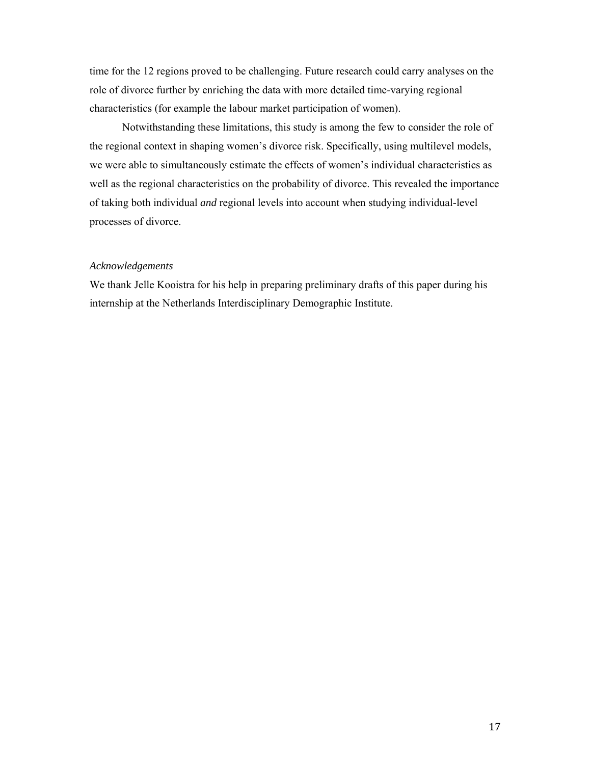time for the 12 regions proved to be challenging. Future research could carry analyses on the role of divorce further by enriching the data with more detailed time-varying regional characteristics (for example the labour market participation of women).

Notwithstanding these limitations, this study is among the few to consider the role of the regional context in shaping women's divorce risk. Specifically, using multilevel models, we were able to simultaneously estimate the effects of women's individual characteristics as well as the regional characteristics on the probability of divorce. This revealed the importance of taking both individual *and* regional levels into account when studying individual-level processes of divorce.

*Acknowledgements*

We thank Jelle Kooistra for his help in preparing preliminary drafts of this paper during his internship at the Netherlands Interdisciplinary Demographic Institute.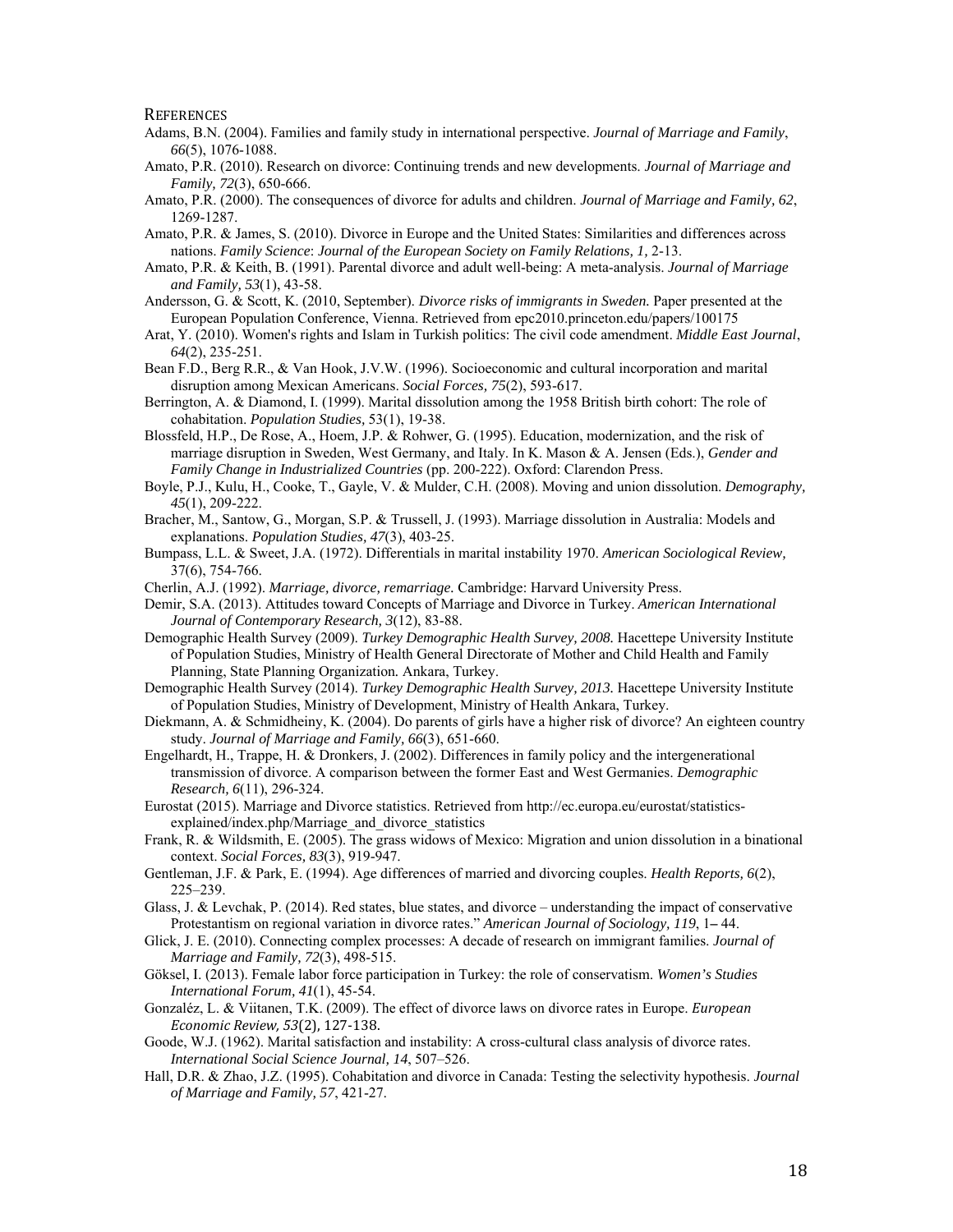## REFERENCES

Adams, B.N. (2004). Families and family study in international perspective. *Journal of Marriage and Family*, *66*(5), 1076-1088.

Amato, P.R. (2010). Research on divorce: Continuing trends and new developments. *Journal of Marriage and Family, 72*(3), 650-666.

Amato, P.R. (2000). The consequences of divorce for adults and children. *Journal of Marriage and Family, 62*, 1269-1287.

Amato, P.R. & James, S. (2010). Divorce in Europe and the United States: Similarities and differences across nations. *Family Science*: *Journal of the European Society on Family Relations, 1,* 2-13.

Amato, P.R. & Keith, B. (1991). Parental divorce and adult well-being: A meta-analysis. *Journal of Marriage and Family, 53*(1), 43-58.

Andersson, G. & Scott, K. (2010, September). *Divorce risks of immigrants in Sweden.* Paper presented at the European Population Conference, Vienna. Retrieved from epc2010.princeton.edu/papers/100175

Arat, Y. (2010). Women's rights and Islam in Turkish politics: The civil code amendment. *Middle East Journal*, *64*(2), 235-251.

Bean F.D., Berg R.R., & Van Hook, J.V.W. (1996). Socioeconomic and cultural incorporation and marital disruption among Mexican Americans. *Social Forces, 75*(2), 593-617.

Berrington, A. & Diamond, I. (1999). Marital dissolution among the 1958 British birth cohort: The role of cohabitation. *Population Studies,* 53(1), 19-38.

Blossfeld, H.P., De Rose, A., Hoem, J.P. & Rohwer, G. (1995). Education, modernization, and the risk of marriage disruption in Sweden, West Germany, and Italy. In K. Mason & A. Jensen (Eds.), *Gender and Family Change in Industrialized Countries* (pp. 200-222). Oxford: Clarendon Press.

Boyle, P.J., Kulu, H., Cooke, T., Gayle, V. & Mulder, C.H. (2008). Moving and union dissolution. *Demography, 45*(1), 209-222.

Bracher, M., Santow, G., Morgan, S.P. & Trussell, J. (1993). Marriage dissolution in Australia: Models and explanations. *Population Studies, 47*(3), 403-25.

Bumpass, L.L. & Sweet, J.A. (1972). Differentials in marital instability 1970. *American Sociological Review,* 37(6), 754-766.

Cherlin, A.J. (1992). *Marriage, divorce, remarriage.* Cambridge: Harvard University Press.

Demir, S.A. (2013). Attitudes toward Concepts of Marriage and Divorce in Turkey. *American International Journal of Contemporary Research, 3*(12), 83-88.

Demographic Health Survey (2009). *Turkey Demographic Health Survey, 2008.* Hacettepe University Institute of Population Studies, Ministry of Health General Directorate of Mother and Child Health and Family Planning, State Planning Organization. Ankara, Turkey.

Demographic Health Survey (2014). *Turkey Demographic Health Survey, 2013.* Hacettepe University Institute of Population Studies, Ministry of Development, Ministry of Health Ankara, Turkey.

Diekmann, A. & Schmidheiny, K. (2004). Do parents of girls have a higher risk of divorce? An eighteen country study. *Journal of Marriage and Family, 66*(3), 651-660.

Engelhardt, H., Trappe, H. & Dronkers, J. (2002). Differences in family policy and the intergenerational transmission of divorce. A comparison between the former East and West Germanies. *Demographic Research, 6*(11), 296-324.

Eurostat (2015). Marriage and Divorce statistics. Retrieved from http://ec.europa.eu/eurostat/statistics-explained/index.php/Marriage_and_divorce_statistics

Frank, R. & Wildsmith, E. (2005). The grass widows of Mexico: Migration and union dissolution in a binational context. *Social Forces, 83*(3), 919-947.

Gentleman, J.F. & Park, E. (1994). Age differences of married and divorcing couples. *Health Reports, 6*(2), 225–239.

Glass, J. & Levchak, P. (2014). Red states, blue states, and divorce – understanding the impact of conservative Protestantism on regional variation in divorce rates." *American Journal of Sociology, 119*, 1– 44.

Glick, J. E. (2010). Connecting complex processes: A decade of research on immigrant families. *Journal of Marriage and Family, 72*(3), 498-515.

Göksel, I. (2013). Female labor force participation in Turkey: the role of conservatism. *Women's Studies International Forum, 41*(1), 45-54.

Gonzaléz, L. & Viitanen, T.K. (2009). The effect of divorce laws on divorce rates in Europe. *European Economic Review, 53*(2), 127-138.

Goode, W.J. (1962). Marital satisfaction and instability: A cross-cultural class analysis of divorce rates. *International Social Science Journal, 14*, 507–526.

Hall, D.R. & Zhao, J.Z. (1995). Cohabitation and divorce in Canada: Testing the selectivity hypothesis. *Journal of Marriage and Family, 57*, 421-27.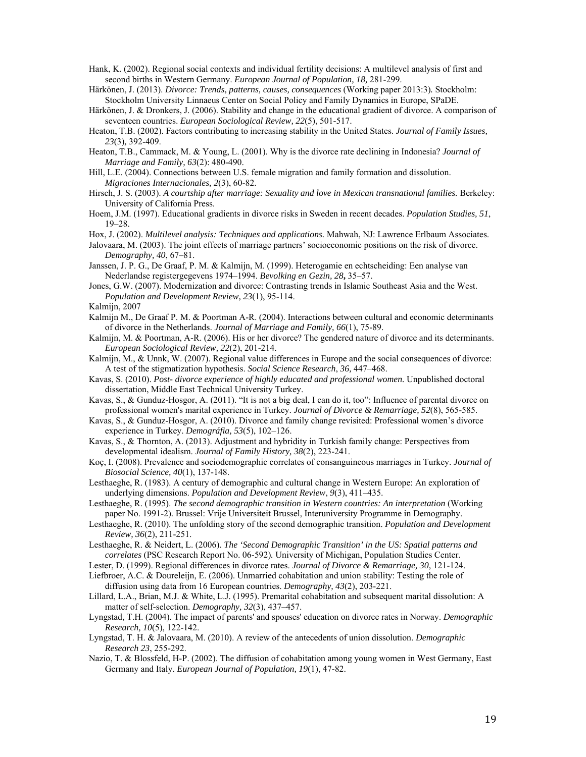Hank, K. (2002). Regional social contexts and individual fertility decisions: A multilevel analysis of first and second births in Western Germany. *European Journal of Population, 18,* 281-299.

Härkönen, J. (2013). *Divorce: Trends, patterns, causes, consequences* (Working paper 2013:3). Stockholm: Stockholm University Linnaeus Center on Social Policy and Family Dynamics in Europe, SPaDE.

Härkönen, J. & Dronkers, J. (2006). Stability and change in the educational gradient of divorce. A comparison of seventeen countries. *European Sociological Review, 22*(5), 501-517.

Heaton, T.B. (2002). Factors contributing to increasing stability in the United States. *Journal of Family Issues, 23*(3)*,* 392-409.

Heaton, T.B., Cammack, M. & Young, L. (2001). Why is the divorce rate declining in Indonesia? *Journal of Marriage and Family, 63*(2): 480-490.

Hill, L.E. (2004). Connections between U.S. female migration and family formation and dissolution. *Migraciones Internacionales, 2*(3), 60-82.

Hirsch, J. S. (2003). *A courtship after marriage: Sexuality and love in Mexican transnational families.* Berkeley: University of California Press.

Hoem, J.M. (1997). Educational gradients in divorce risks in Sweden in recent decades. *Population Studies, 51*, 19–28.

Hox, J. (2002). *Multilevel analysis: Techniques and applications.* Mahwah, NJ: Lawrence Erlbaum Associates.

Jalovaara, M. (2003). The joint effects of marriage partners' socioeconomic positions on the risk of divorce. *Demography, 40*, 67–81.

Janssen, J. P. G., De Graaf, P. M. & Kalmijn, M. (1999). Heterogamie en echtscheiding: Een analyse van Nederlandse registergegevens 1974–1994. *Bevolking en Gezin, 28***,** 35–57.

Jones, G.W. (2007). Modernization and divorce: Contrasting trends in Islamic Southeast Asia and the West. *Population and Development Review, 23*(1), 95-114.

Kalmijn, 2007

Kalmijn M., De Graaf P. M. & Poortman A-R. (2004). Interactions between cultural and economic determinants of divorce in the Netherlands. *Journal of Marriage and Family, 66*(1), 75-89.

Kalmijn, M. & Poortman, A-R. (2006). His or her divorce? The gendered nature of divorce and its determinants. *European Sociological Review, 22*(2), 201-214.

Kalmijn, M., & Unnk, W. (2007). Regional value differences in Europe and the social consequences of divorce: A test of the stigmatization hypothesis. *Social Science Research*, *36,* 447–468.

Kavas, S. (2010). *Post- divorce experience of highly educated and professional women.* Unpublished doctoral dissertation, Middle East Technical University Turkey.

Kavas, S., & Gunduz-Hosgor, A. (2011). "It is not a big deal, I can do it, too": Influence of parental divorce on professional women's marital experience in Turkey. *Journal of Divorce & Remarriage, 52*(8), 565-585.

Kavas, S., & Gunduz-Hosgor, A. (2010). Divorce and family change revisited: Professional women's divorce experience in Turkey. *Demográfia, 53*(5), 102–126.

Kavas, S., & Thornton, A. (2013). Adjustment and hybridity in Turkish family change: Perspectives from developmental idealism. *Journal of Family History, 38*(2), 223-241.

Koç, I. (2008). Prevalence and sociodemographic correlates of consanguineous marriages in Turkey. *Journal of Biosocial Science, 40*(1), 137-148.

Lesthaeghe, R. (1983). A century of demographic and cultural change in Western Europe: An exploration of underlying dimensions. *Population and Development Review*, *9*(3), 411–435.

Lesthaeghe, R. (1995). *The second demographic transition in Western countries: An interpretation* (Working paper No. 1991-2). Brussel: Vrije Universiteit Brussel, Interuniversity Programme in Demography.

Lesthaeghe, R. (2010). The unfolding story of the second demographic transition. *Population and Development Review, 36*(2), 211-251.

Lesthaeghe, R. & Neidert, L. (2006). *The 'Second Demographic Transition' in the US: Spatial patterns and correlates* (PSC Research Report No. 06-592)*.* University of Michigan, Population Studies Center.

Lester, D. (1999). Regional differences in divorce rates. *Journal of Divorce & Remarriage, 30*, 121-124.

Liefbroer, A.C. & Doureleijn, E. (2006). Unmarried cohabitation and union stability: Testing the role of diffusion using data from 16 European countries. *Demography, 43*(2), 203-221.

Lillard, L.A., Brian, M.J. & White, L.J. (1995). Premarital cohabitation and subsequent marital dissolution: A matter of self-selection. *Demography, 32*(3), 437–457.

Lyngstad, T.H. (2004). The impact of parents' and spouses' education on divorce rates in Norway. *Demographic Research, 10*(5), 122-142.

Lyngstad, T. H. & Jalovaara, M. (2010). A review of the antecedents of union dissolution. *Demographic Research 23*, 255-292.

Nazio, T. & Blossfeld, H-P. (2002). The diffusion of cohabitation among young women in West Germany, East Germany and Italy. *European Journal of Population, 19*(1), 47-82.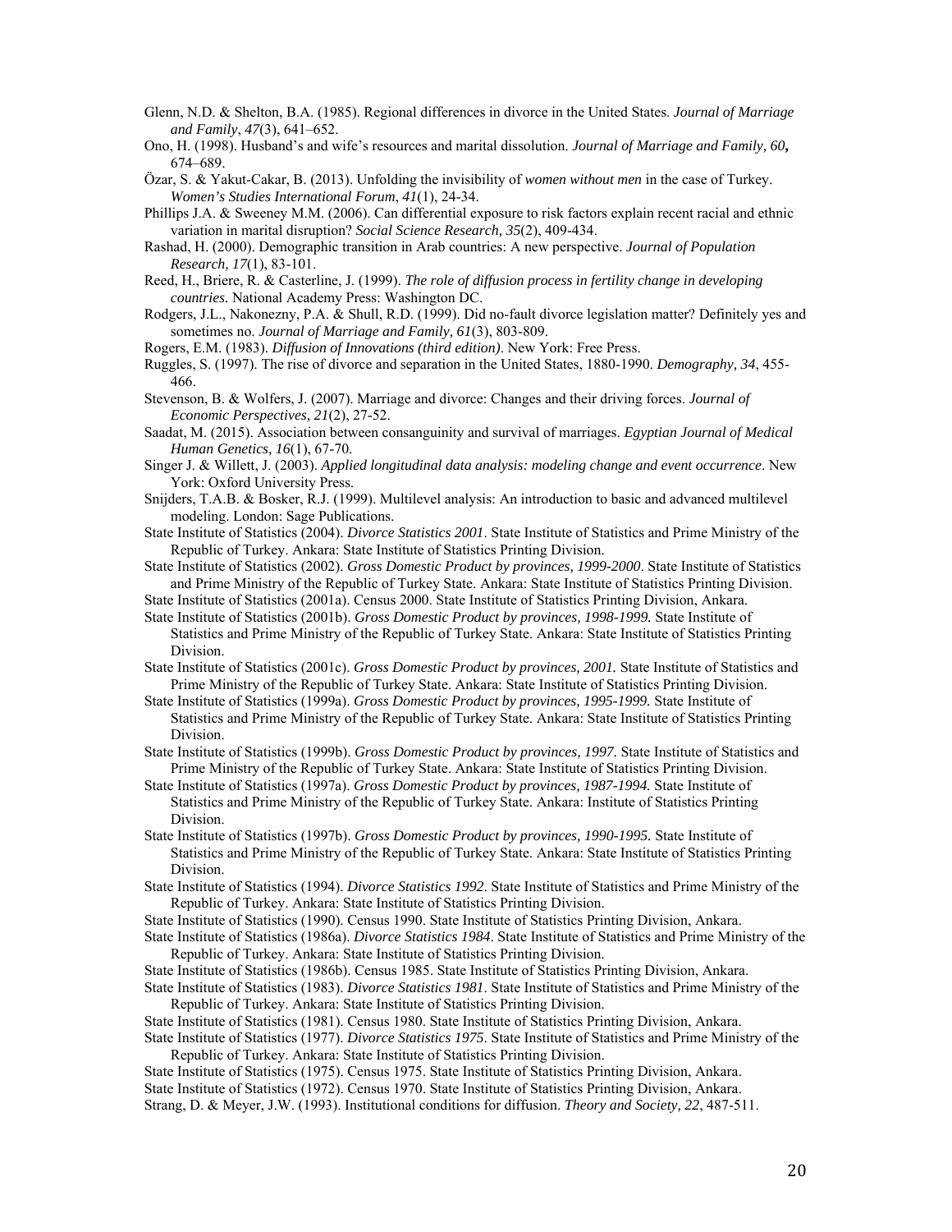Glenn, N.D. & Shelton, B.A. (1985). Regional differences in divorce in the United States. *Journal of Marriage and Family*, *47*(3), 641–652.

Ono, H. (1998). Husband's and wife's resources and marital dissolution. *Journal of Marriage and Family, 60***,** 674–689.

Özar, S. & Yakut-Cakar, B. (2013). Unfolding the invisibility of *women without men* in the case of Turkey. *Women's Studies International Forum*, *41*(1), 24-34.

Phillips J.A. & Sweeney M.M. (2006). Can differential exposure to risk factors explain recent racial and ethnic variation in marital disruption? *Social Science Research, 35*(2), 409-434.

Rashad, H. (2000). Demographic transition in Arab countries: A new perspective. *Journal of Population Research, 17*(1), 83-101.

Reed, H., Briere, R. & Casterline, J. (1999). *The role of diffusion process in fertility change in developing countries*. National Academy Press: Washington DC.

Rodgers, J.L., Nakonezny, P.A. & Shull, R.D. (1999). Did no-fault divorce legislation matter? Definitely yes and sometimes no. *Journal of Marriage and Family, 61*(3), 803-809.

Rogers, E.M. (1983). *Diffusion of Innovations (third edition)*. New York: Free Press.

Ruggles, S. (1997). The rise of divorce and separation in the United States, 1880-1990. *Demography, 34*, 455-466.

Stevenson, B. & Wolfers, J. (2007). Marriage and divorce: Changes and their driving forces. *Journal of Economic Perspectives, 21*(2), 27-52.

Saadat, M. (2015). Association between consanguinity and survival of marriages. *Egyptian Journal of Medical Human Genetics, 16*(1), 67-70.

Singer J. & Willett, J. (2003). *Applied longitudinal data analysis: modeling change and event occurrence*. New York: Oxford University Press.

Snijders, T.A.B. & Bosker, R.J. (1999). Multilevel analysis: An introduction to basic and advanced multilevel modeling. London: Sage Publications.

State Institute of Statistics (2004). *Divorce Statistics 2001*. State Institute of Statistics and Prime Ministry of the Republic of Turkey. Ankara: State Institute of Statistics Printing Division.

State Institute of Statistics (2002). *Gross Domestic Product by provinces, 1999-2000*. State Institute of Statistics and Prime Ministry of the Republic of Turkey State. Ankara: State Institute of Statistics Printing Division.

State Institute of Statistics (2001a). Census 2000. State Institute of Statistics Printing Division, Ankara.

State Institute of Statistics (2001b). *Gross Domestic Product by provinces, 1998-1999.* State Institute of Statistics and Prime Ministry of the Republic of Turkey State. Ankara: State Institute of Statistics Printing Division.

State Institute of Statistics (2001c). *Gross Domestic Product by provinces, 2001.* State Institute of Statistics and Prime Ministry of the Republic of Turkey State. Ankara: State Institute of Statistics Printing Division.

State Institute of Statistics (1999a). *Gross Domestic Product by provinces, 1995-1999.* State Institute of Statistics and Prime Ministry of the Republic of Turkey State. Ankara: State Institute of Statistics Printing Division.

State Institute of Statistics (1999b). *Gross Domestic Product by provinces, 1997.* State Institute of Statistics and Prime Ministry of the Republic of Turkey State. Ankara: State Institute of Statistics Printing Division.

State Institute of Statistics (1997a). *Gross Domestic Product by provinces, 1987-1994.* State Institute of Statistics and Prime Ministry of the Republic of Turkey State. Ankara: Institute of Statistics Printing Division.

State Institute of Statistics (1997b). *Gross Domestic Product by provinces, 1990-1995.* State Institute of Statistics and Prime Ministry of the Republic of Turkey State. Ankara: State Institute of Statistics Printing Division.

State Institute of Statistics (1994). *Divorce Statistics 1992*. State Institute of Statistics and Prime Ministry of the Republic of Turkey. Ankara: State Institute of Statistics Printing Division.

State Institute of Statistics (1990). Census 1990. State Institute of Statistics Printing Division, Ankara.

State Institute of Statistics (1986a). *Divorce Statistics 1984*. State Institute of Statistics and Prime Ministry of the Republic of Turkey. Ankara: State Institute of Statistics Printing Division.

State Institute of Statistics (1986b). Census 1985. State Institute of Statistics Printing Division, Ankara.

State Institute of Statistics (1983). *Divorce Statistics 1981*. State Institute of Statistics and Prime Ministry of the Republic of Turkey. Ankara: State Institute of Statistics Printing Division.

State Institute of Statistics (1981). Census 1980. State Institute of Statistics Printing Division, Ankara.

State Institute of Statistics (1977). *Divorce Statistics 1975*. State Institute of Statistics and Prime Ministry of the Republic of Turkey. Ankara: State Institute of Statistics Printing Division.

State Institute of Statistics (1975). Census 1975. State Institute of Statistics Printing Division, Ankara.

State Institute of Statistics (1972). Census 1970. State Institute of Statistics Printing Division, Ankara.

Strang, D. & Meyer, J.W. (1993). Institutional conditions for diffusion. *Theory and Society, 22*, 487-511.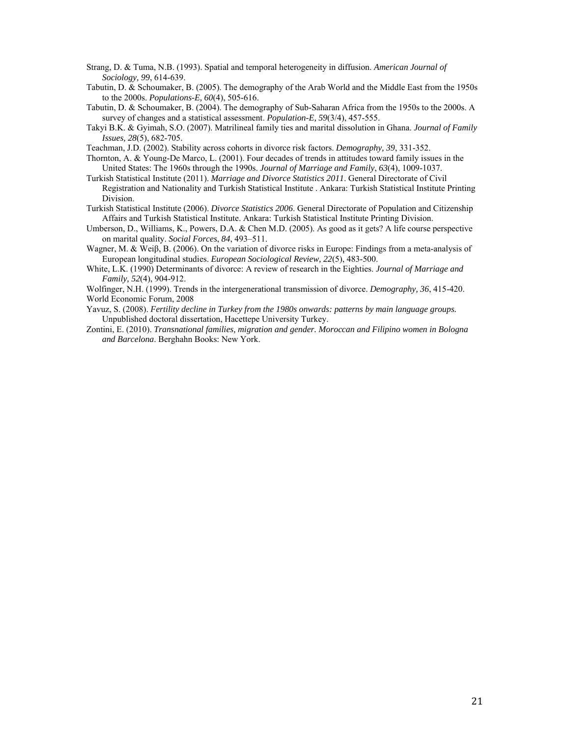Strang, D. & Tuma, N.B. (1993). Spatial and temporal heterogeneity in diffusion. *American Journal of Sociology, 99*, 614-639.

Tabutin, D. & Schoumaker, B. (2005). The demography of the Arab World and the Middle East from the 1950s to the 2000s. *Populations-E, 60*(4), 505-616.

Tabutin, D. & Schoumaker, B. (2004). The demography of Sub-Saharan Africa from the 1950s to the 2000s. A survey of changes and a statistical assessment. *Population-E, 59*(3/4), 457-555.

Takyi B.K. & Gyimah, S.O. (2007). Matrilineal family ties and marital dissolution in Ghana. *Journal of Family Issues, 28*(5), 682-705.

Teachman, J.D. (2002). Stability across cohorts in divorce risk factors. *Demography, 39*, 331-352.

Thornton, A. & Young-De Marco, L. (2001). Four decades of trends in attitudes toward family issues in the United States: The 1960s through the 1990s. *Journal of Marriage and Family*, *63*(4), 1009-1037.

Turkish Statistical Institute (2011). *Marriage and Divorce Statistics 2011*. General Directorate of Civil Registration and Nationality and Turkish Statistical Institute . Ankara: Turkish Statistical Institute Printing Division.

Turkish Statistical Institute (2006). *Divorce Statistics 2006*. General Directorate of Population and Citizenship Affairs and Turkish Statistical Institute. Ankara: Turkish Statistical Institute Printing Division.

Umberson, D., Williams, K., Powers, D.A. & Chen M.D. (2005). As good as it gets? A life course perspective on marital quality. *Social Forces*, *84*, 493–511.

Wagner, M. & Weiβ, B. (2006). On the variation of divorce risks in Europe: Findings from a meta-analysis of European longitudinal studies. *European Sociological Review, 22*(5), 483-500.

White, L.K. (1990) Determinants of divorce: A review of research in the Eighties. *Journal of Marriage and Family, 52*(4), 904-912.

Wolfinger, N.H. (1999). Trends in the intergenerational transmission of divorce. *Demography, 36*, 415-420.

World Economic Forum, 2008

Yavuz, S. (2008). *Fertility decline in Turkey from the 1980s onwards: patterns by main language groups.* Unpublished doctoral dissertation, Hacettepe University Turkey.

Zontini, E. (2010). *Transnational families, migration and gender. Moroccan and Filipino women in Bologna and Barcelona*. Berghahn Books: New York.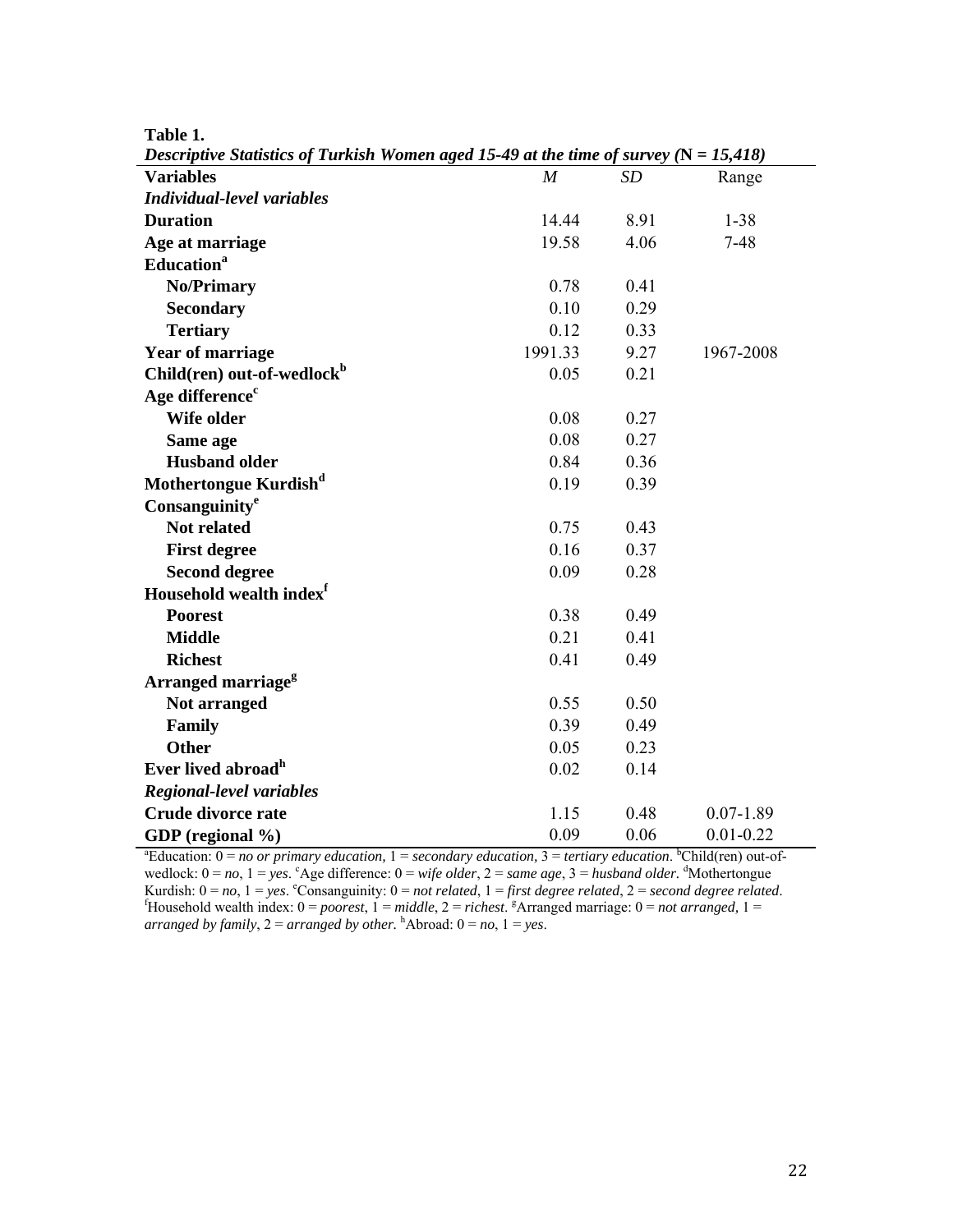**Table 1.**

***Descriptive Statistics of Turkish Women aged 15-49 at the time of survey (N = 15,418)***

| Variables | *M* | *SD* | Range |
|---|---|---|---|
| ***Individual-level variables*** | | | |
| **Duration** | 14.44 | 8.91 | 1-38 |
| **Age at marriage** | 19.58 | 4.06 | 7-48 |
| **Education**[a] | | | |
| **No/Primary** | 0.78 | 0.41 | |
| **Secondary** | 0.10 | 0.29 | |
| **Tertiary** | 0.12 | 0.33 | |
| **Year of marriage** | 1991.33 | 9.27 | 1967-2008 |
| **Child(ren) out-of-wedlock**[b] | 0.05 | 0.21 | |
| **Age difference**[c] | | | |
| **Wife older** | 0.08 | 0.27 | |
| **Same age** | 0.08 | 0.27 | |
| **Husband older** | 0.84 | 0.36 | |
| **Mothertongue Kurdish**[d] | 0.19 | 0.39 | |
| **Consanguinity**[e] | | | |
| **Not related** | 0.75 | 0.43 | |
| **First degree** | 0.16 | 0.37 | |
| **Second degree** | 0.09 | 0.28 | |
| **Household wealth index**[f] | | | |
| **Poorest** | 0.38 | 0.49 | |
| **Middle** | 0.21 | 0.41 | |
| **Richest** | 0.41 | 0.49 | |
| **Arranged marriage**[g] | | | |
| **Not arranged** | 0.55 | 0.50 | |
| **Family** | 0.39 | 0.49 | |
| **Other** | 0.05 | 0.23 | |
| **Ever lived abroad**[h] | 0.02 | 0.14 | |
| ***Regional-level variables*** | | | |
| **Crude divorce rate** | 1.15 | 0.48 | 0.07-1.89 |
| **GDP (regional %)** | 0.09 | 0.06 | 0.01-0.22 |

[a]Education: 0 = *no or primary education,* 1 = *secondary education,* 3 = *tertiary education*. [b]Child(ren) out-of-wedlock: 0 = *no*, 1 = *yes*. [c]Age difference: 0 = *wife older*, 2 = *same age*, 3 = *husband older.* [d]Mothertongue Kurdish: 0 = *no*, 1 = *yes*. [e]Consanguinity: 0 = *not related*, 1 = *first degree related*, 2 = *second degree related*. [f]Household wealth index: 0 = *poorest*, 1 = *middle*, 2 = *richest*. [g]Arranged marriage: 0 = *not arranged,* 1 = *arranged by family*, 2 = *arranged by other.* [h]Abroad: 0 = *no*, 1 = *yes*.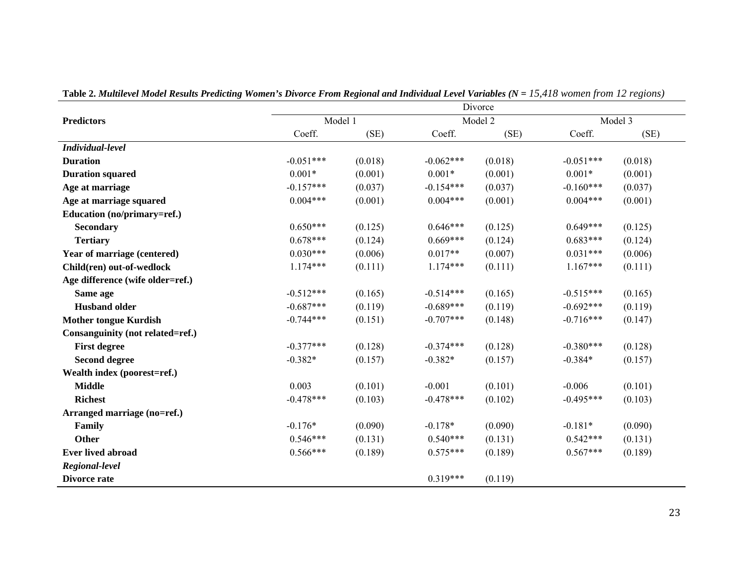**Table 2.** ***Multilevel Model Results Predicting Women's Divorce From Regional and Individual Level Variables (N = 15,418 women from 12 regions)***

| **Predictors** | Divorce | | | | | |
|---|---|---|---|---|---|---|
| | Model 1 | | Model 2 | | Model 3 | |
| | Coeff. | (SE) | Coeff. | (SE) | Coeff. | (SE) |
| ***Individual-level*** | | | | | | |
| **Duration** | -0.051*** | (0.018) | -0.062*** | (0.018) | -0.051*** | (0.018) |
| **Duration squared** | 0.001* | (0.001) | 0.001* | (0.001) | 0.001* | (0.001) |
| **Age at marriage** | -0.157*** | (0.037) | -0.154*** | (0.037) | -0.160*** | (0.037) |
| **Age at marriage squared** | 0.004*** | (0.001) | 0.004*** | (0.001) | 0.004*** | (0.001) |
| **Education (no/primary=ref.)** | | | | | | |
| **Secondary** | 0.650*** | (0.125) | 0.646*** | (0.125) | 0.649*** | (0.125) |
| **Tertiary** | 0.678*** | (0.124) | 0.669*** | (0.124) | 0.683*** | (0.124) |
| **Year of marriage (centered)** | 0.030*** | (0.006) | 0.017** | (0.007) | 0.031*** | (0.006) |
| **Child(ren) out-of-wedlock** | 1.174*** | (0.111) | 1.174*** | (0.111) | 1.167*** | (0.111) |
| **Age difference (wife older=ref.)** | | | | | | |
| **Same age** | -0.512*** | (0.165) | -0.514*** | (0.165) | -0.515*** | (0.165) |
| **Husband older** | -0.687*** | (0.119) | -0.689*** | (0.119) | -0.692*** | (0.119) |
| **Mother tongue Kurdish** | -0.744*** | (0.151) | -0.707*** | (0.148) | -0.716*** | (0.147) |
| **Consanguinity (not related=ref.)** | | | | | | |
| **First degree** | -0.377*** | (0.128) | -0.374*** | (0.128) | -0.380*** | (0.128) |
| **Second degree** | -0.382* | (0.157) | -0.382* | (0.157) | -0.384* | (0.157) |
| **Wealth index (poorest=ref.)** | | | | | | |
| **Middle** | 0.003 | (0.101) | -0.001 | (0.101) | -0.006 | (0.101) |
| **Richest** | -0.478*** | (0.103) | -0.478*** | (0.102) | -0.495*** | (0.103) |
| **Arranged marriage (no=ref.)** | | | | | | |
| **Family** | -0.176* | (0.090) | -0.178* | (0.090) | -0.181* | (0.090) |
| **Other** | 0.546*** | (0.131) | 0.540*** | (0.131) | 0.542*** | (0.131) |
| **Ever lived abroad** | 0.566*** | (0.189) | 0.575*** | (0.189) | 0.567*** | (0.189) |
| ***Regional-level*** | | | | | | |
| **Divorce rate** | | | 0.319*** | (0.119) | | |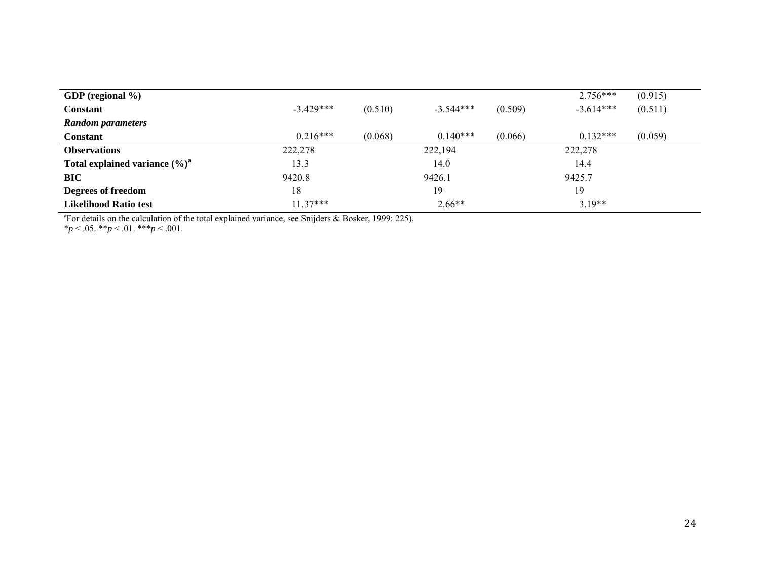| | | | | | | |
|---|---|---|---|---|---|---|
| **GDP (regional %)** | | | | | 2.756*** | (0.915) |
| **Constant** | -3.429*** | (0.510) | -3.544*** | (0.509) | -3.614*** | (0.511) |
| ***Random parameters*** | | | | | | |
| **Constant** | 0.216*** | (0.068) | 0.140*** | (0.066) | 0.132*** | (0.059) |
| **Observations** | 222,278 | | 222,194 | | 222,278 | |
| **Total explained variance (%)**[a] | 13.3 | | 14.0 | | 14.4 | |
| **BIC** | 9420.8 | | 9426.1 | | 9425.7 | |
| **Degrees of freedom** | 18 | | 19 | | 19 | |
| **Likelihood Ratio test** | 11.37*** | | 2.66** | | 3.19** | |

[a]For details on the calculation of the total explained variance, see Snijders & Bosker, 1999: 225).
*$p < .05$. **$p < .01$. ***$p < .001$.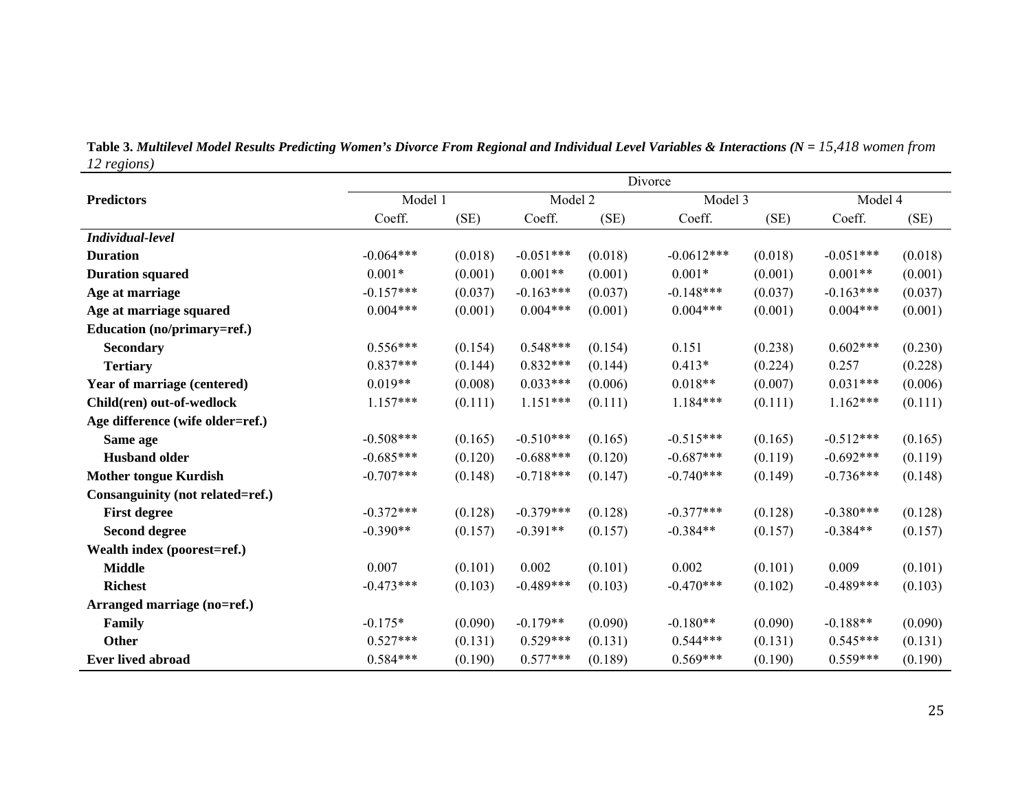**Table 3.** ***Multilevel Model Results Predicting Women's Divorce From Regional and Individual Level Variables & Interactions (N = 15,418 women from 12 regions)***

| Predictors | Divorce | | | | | | | |
|---|---|---|---|---|---|---|---|---|
| | Model 1 | | Model 2 | | Model 3 | | Model 4 | |
| | Coeff. | (SE) | Coeff. | (SE) | Coeff. | (SE) | Coeff. | (SE) |
| ***Individual-level*** | | | | | | | | |
| **Duration** | -0.064*** | (0.018) | -0.051*** | (0.018) | -0.0612*** | (0.018) | -0.051*** | (0.018) |
| **Duration squared** | 0.001* | (0.001) | 0.001** | (0.001) | 0.001* | (0.001) | 0.001** | (0.001) |
| **Age at marriage** | -0.157*** | (0.037) | -0.163*** | (0.037) | -0.148*** | (0.037) | -0.163*** | (0.037) |
| **Age at marriage squared** | 0.004*** | (0.001) | 0.004*** | (0.001) | 0.004*** | (0.001) | 0.004*** | (0.001) |
| **Education (no/primary=ref.)** | | | | | | | | |
| **Secondary** | 0.556*** | (0.154) | 0.548*** | (0.154) | 0.151 | (0.238) | 0.602*** | (0.230) |
| **Tertiary** | 0.837*** | (0.144) | 0.832*** | (0.144) | 0.413* | (0.224) | 0.257 | (0.228) |
| **Year of marriage (centered)** | 0.019** | (0.008) | 0.033*** | (0.006) | 0.018** | (0.007) | 0.031*** | (0.006) |
| **Child(ren) out-of-wedlock** | 1.157*** | (0.111) | 1.151*** | (0.111) | 1.184*** | (0.111) | 1.162*** | (0.111) |
| **Age difference (wife older=ref.)** | | | | | | | | |
| **Same age** | -0.508*** | (0.165) | -0.510*** | (0.165) | -0.515*** | (0.165) | -0.512*** | (0.165) |
| **Husband older** | -0.685*** | (0.120) | -0.688*** | (0.120) | -0.687*** | (0.119) | -0.692*** | (0.119) |
| **Mother tongue Kurdish** | -0.707*** | (0.148) | -0.718*** | (0.147) | -0.740*** | (0.149) | -0.736*** | (0.148) |
| **Consanguinity (not related=ref.)** | | | | | | | | |
| **First degree** | -0.372*** | (0.128) | -0.379*** | (0.128) | -0.377*** | (0.128) | -0.380*** | (0.128) |
| **Second degree** | -0.390** | (0.157) | -0.391** | (0.157) | -0.384** | (0.157) | -0.384** | (0.157) |
| **Wealth index (poorest=ref.)** | | | | | | | | |
| **Middle** | 0.007 | (0.101) | 0.002 | (0.101) | 0.002 | (0.101) | 0.009 | (0.101) |
| **Richest** | -0.473*** | (0.103) | -0.489*** | (0.103) | -0.470*** | (0.102) | -0.489*** | (0.103) |
| **Arranged marriage (no=ref.)** | | | | | | | | |
| **Family** | -0.175* | (0.090) | -0.179** | (0.090) | -0.180** | (0.090) | -0.188** | (0.090) |
| **Other** | 0.527*** | (0.131) | 0.529*** | (0.131) | 0.544*** | (0.131) | 0.545*** | (0.131) |
| **Ever lived abroad** | 0.584*** | (0.190) | 0.577*** | (0.189) | 0.569*** | (0.190) | 0.559*** | (0.190) |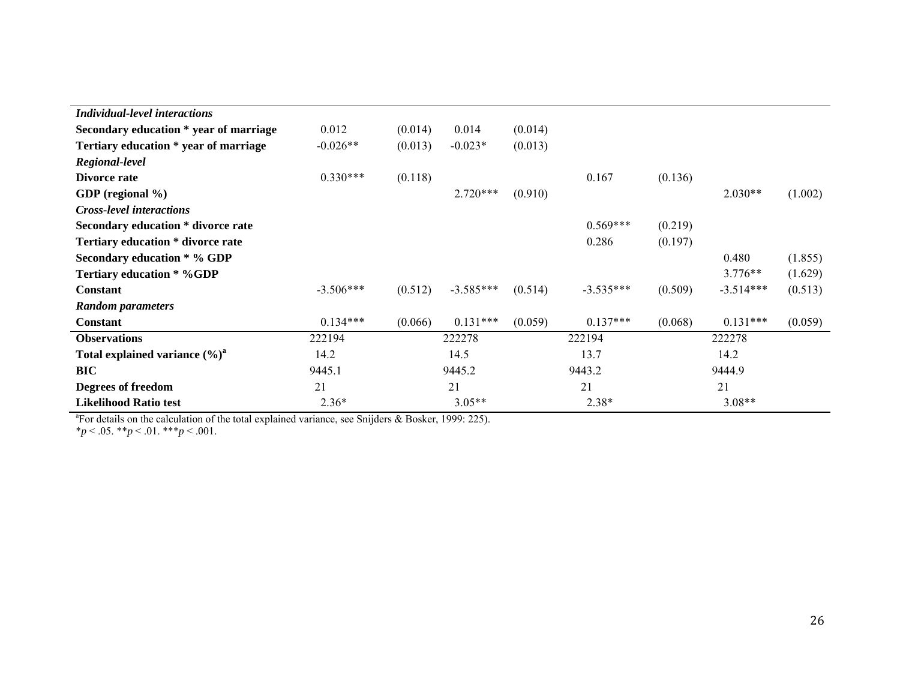| | | | | | | | | |
|---|---|---|---|---|---|---|---|---|
| ***Individual-level interactions*** | | | | | | | | |
| **Secondary education * year of marriage** | 0.012 | (0.014) | 0.014 | (0.014) | | | | |
| **Tertiary education * year of marriage** | -0.026** | (0.013) | -0.023* | (0.013) | | | | |
| ***Regional-level*** | | | | | | | | |
| **Divorce rate** | 0.330*** | (0.118) | | | 0.167 | (0.136) | | |
| **GDP (regional %)** | | | 2.720*** | (0.910) | | | 2.030** | (1.002) |
| ***Cross-level interactions*** | | | | | | | | |
| **Secondary education * divorce rate** | | | | | 0.569*** | (0.219) | | |
| **Tertiary education * divorce rate** | | | | | 0.286 | (0.197) | | |
| **Secondary education * % GDP** | | | | | | | 0.480 | (1.855) |
| **Tertiary education * %GDP** | | | | | | | 3.776** | (1.629) |
| **Constant** | -3.506*** | (0.512) | -3.585*** | (0.514) | -3.535*** | (0.509) | -3.514*** | (0.513) |
| ***Random parameters*** | | | | | | | | |
| **Constant** | 0.134*** | (0.066) | 0.131*** | (0.059) | 0.137*** | (0.068) | 0.131*** | (0.059) |
| **Observations** | 222194 | | 222278 | | 222194 | | 222278 | |
| **Total explained variance (%)[a]** | 14.2 | | 14.5 | | 13.7 | | 14.2 | |
| **BIC** | 9445.1 | | 9445.2 | | 9443.2 | | 9444.9 | |
| **Degrees of freedom** | 21 | | 21 | | 21 | | 21 | |
| **Likelihood Ratio test** | 2.36* | | 3.05** | | 2.38* | | 3.08** | |

[a]For details on the calculation of the total explained variance, see Snijders & Bosker, 1999: 225).
*$p < .05$. **$p < .01$. ***$p < .001$.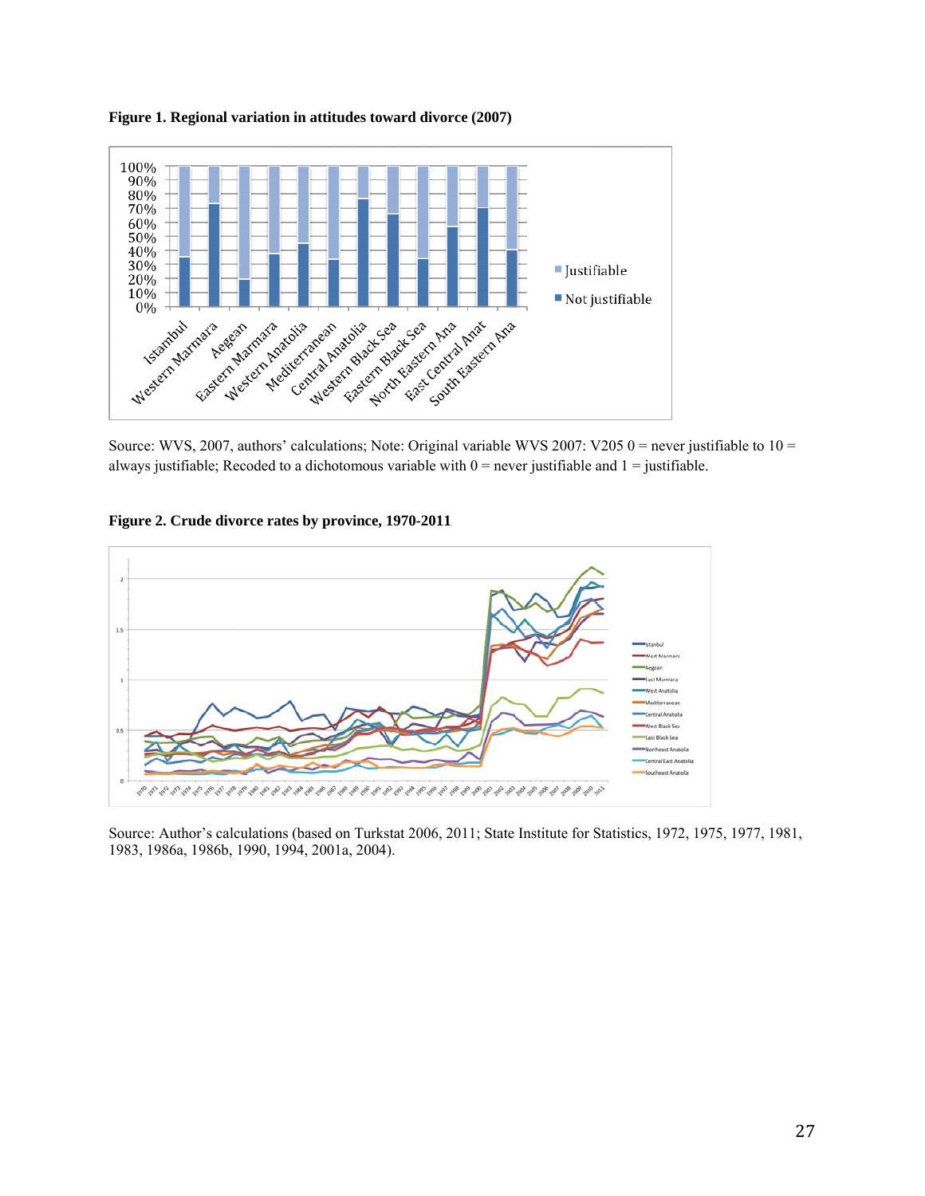**Figure 1. Regional variation in attitudes toward divorce (2007)**

Source: WVS, 2007, authors' calculations; Note: Original variable WVS 2007: V205 0 = never justifiable to 10 = always justifiable; Recoded to a dichotomous variable with 0 = never justifiable and 1 = justifiable.

**Figure 2. Crude divorce rates by province, 1970-2011**

Source: Author's calculations (based on Turkstat 2006, 2011; State Institute for Statistics, 1972, 1975, 1977, 1981, 1983, 1986a, 1986b, 1990, 1994, 2001a, 2004).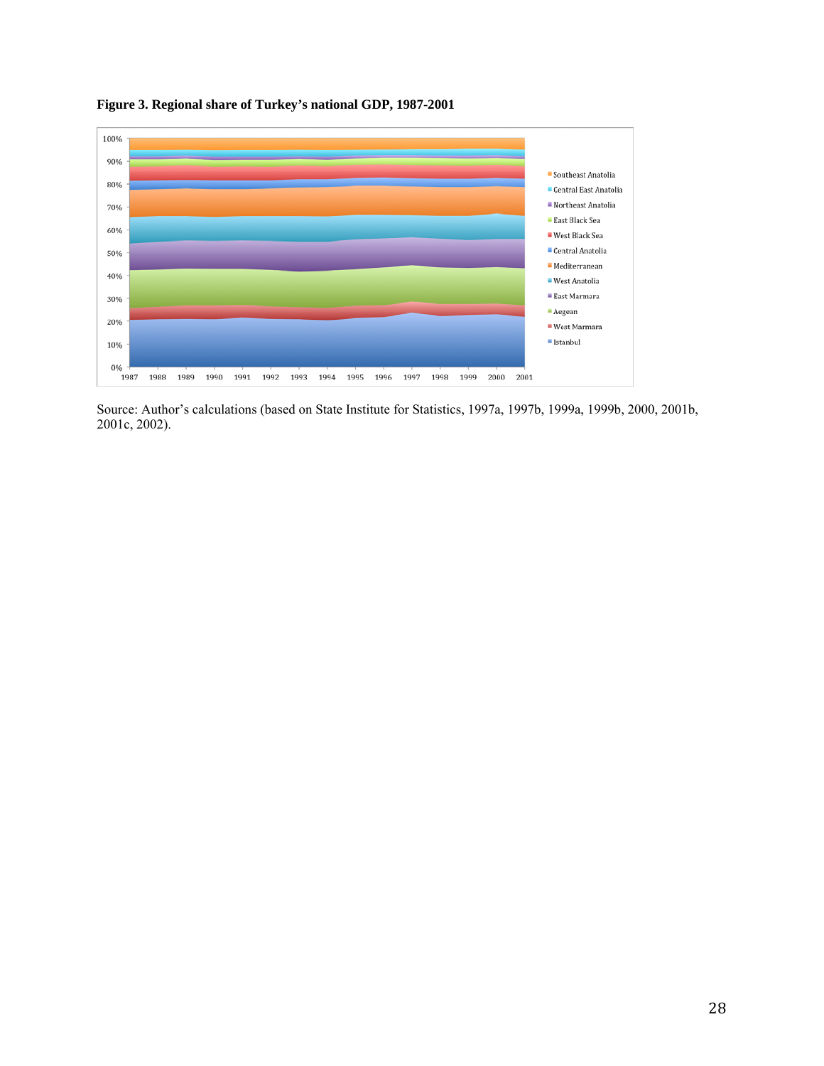**Figure 3. Regional share of Turkey's national GDP, 1987-2001**

Source: Author's calculations (based on State Institute for Statistics, 1997a, 1997b, 1999a, 1999b, 2000, 2001b, 2001c, 2002).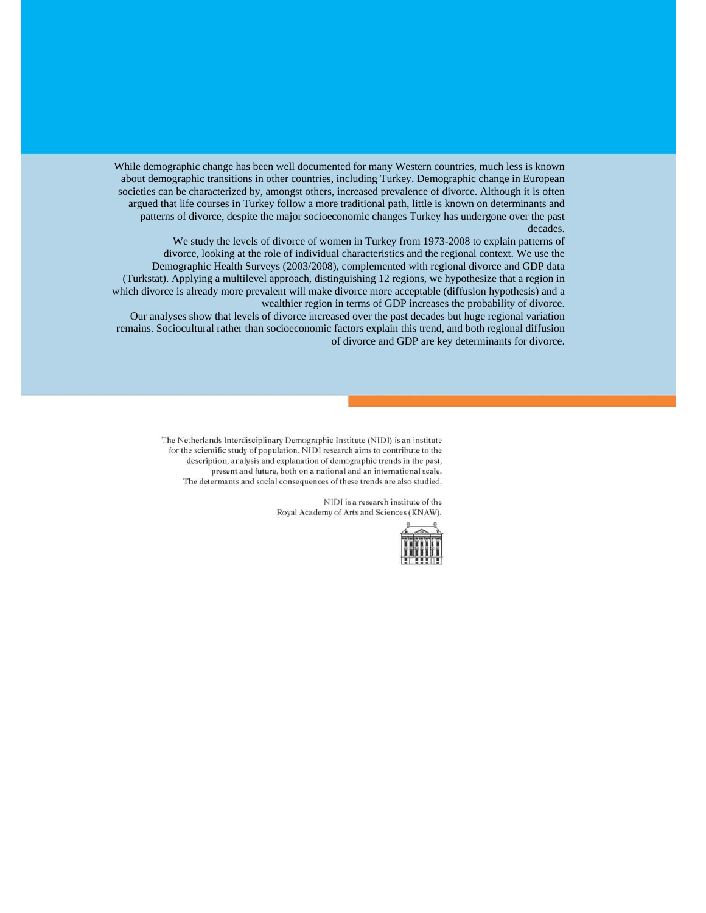While demographic change has been well documented for many Western countries, much less is known about demographic transitions in other countries, including Turkey. Demographic change in European societies can be characterized by, amongst others, increased prevalence of divorce. Although it is often argued that life courses in Turkey follow a more traditional path, little is known on determinants and patterns of divorce, despite the major socioeconomic changes Turkey has undergone over the past decades.

We study the levels of divorce of women in Turkey from 1973-2008 to explain patterns of divorce, looking at the role of individual characteristics and the regional context. We use the Demographic Health Surveys (2003/2008), complemented with regional divorce and GDP data (Turkstat). Applying a multilevel approach, distinguishing 12 regions, we hypothesize that a region in which divorce is already more prevalent will make divorce more acceptable (diffusion hypothesis) and a wealthier region in terms of GDP increases the probability of divorce.

Our analyses show that levels of divorce increased over the past decades but huge regional variation remains. Sociocultural rather than socioeconomic factors explain this trend, and both regional diffusion of divorce and GDP are key determinants for divorce.

The Netherlands Interdisciplinary Demographic Institute (NIDI) is an institute for the scientific study of population. NIDI research aims to contribute to the description, analysis and explanation of demographic trends in the past, present and future, both on a national and an international scale. The determants and social consequences of these trends are also studied.

NIDI is a research institute of the Royal Academy of Arts and Sciences (KNAW).